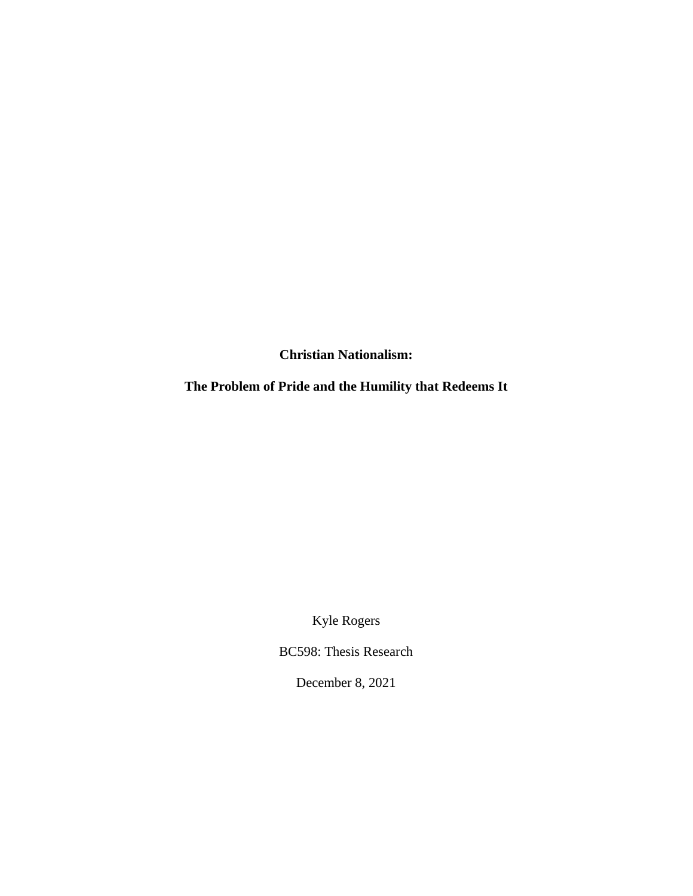**Christian Nationalism:**

**The Problem of Pride and the Humility that Redeems It**

Kyle Rogers

BC598: Thesis Research

December 8, 2021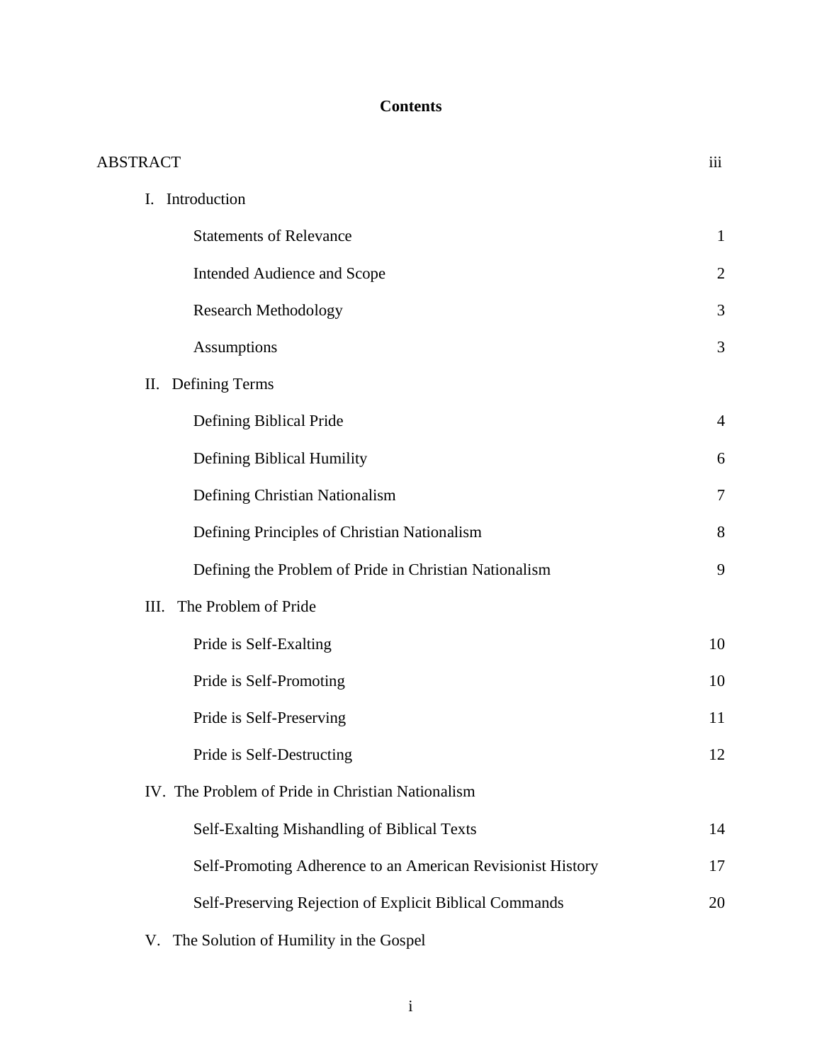# Contents

| | |
|---|---|
| ABSTRACT | iii |
| I. Introduction | |
| Statements of Relevance | 1 |
| Intended Audience and Scope | 2 |
| Research Methodology | 3 |
| Assumptions | 3 |
| II. Defining Terms | |
| Defining Biblical Pride | 4 |
| Defining Biblical Humility | 6 |
| Defining Christian Nationalism | 7 |
| Defining Principles of Christian Nationalism | 8 |
| Defining the Problem of Pride in Christian Nationalism | 9 |
| III. The Problem of Pride | |
| Pride is Self-Exalting | 10 |
| Pride is Self-Promoting | 10 |
| Pride is Self-Preserving | 11 |
| Pride is Self-Destructing | 12 |
| IV. The Problem of Pride in Christian Nationalism | |
| Self-Exalting Mishandling of Biblical Texts | 14 |
| Self-Promoting Adherence to an American Revisionist History | 17 |
| Self-Preserving Rejection of Explicit Biblical Commands | 20 |
| V. The Solution of Humility in the Gospel | |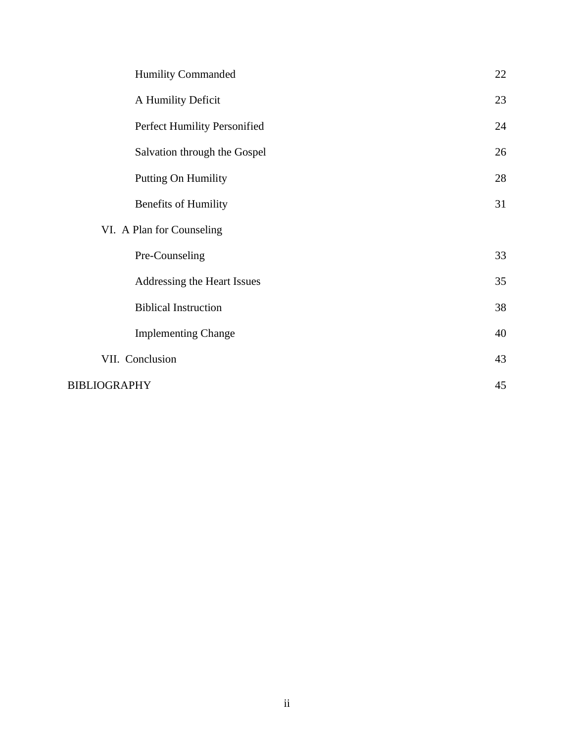| | |
|---|---|
| Humility Commanded | 22 |
| A Humility Deficit | 23 |
| Perfect Humility Personified | 24 |
| Salvation through the Gospel | 26 |
| Putting On Humility | 28 |
| Benefits of Humility | 31 |
| VI. A Plan for Counseling | |
| Pre-Counseling | 33 |
| Addressing the Heart Issues | 35 |
| Biblical Instruction | 38 |
| Implementing Change | 40 |
| VII. Conclusion | 43 |
| BIBLIOGRAPHY | 45 |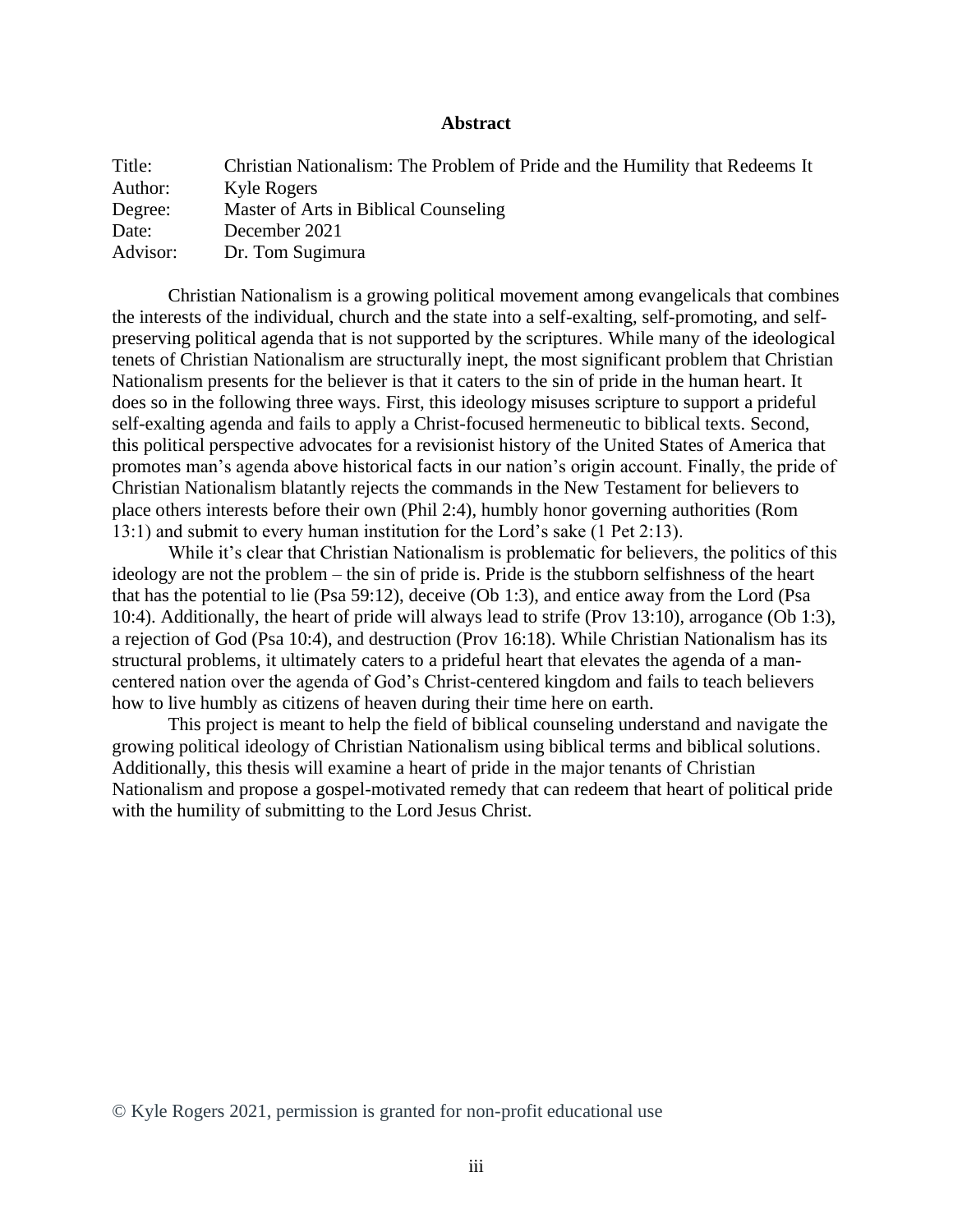## Abstract

| | |
|---|---|
| Title: | Christian Nationalism: The Problem of Pride and the Humility that Redeems It |
| Author: | Kyle Rogers |
| Degree: | Master of Arts in Biblical Counseling |
| Date: | December 2021 |
| Advisor: | Dr. Tom Sugimura |

Christian Nationalism is a growing political movement among evangelicals that combines the interests of the individual, church and the state into a self-exalting, self-promoting, and self-preserving political agenda that is not supported by the scriptures. While many of the ideological tenets of Christian Nationalism are structurally inept, the most significant problem that Christian Nationalism presents for the believer is that it caters to the sin of pride in the human heart. It does so in the following three ways. First, this ideology misuses scripture to support a prideful self-exalting agenda and fails to apply a Christ-focused hermeneutic to biblical texts. Second, this political perspective advocates for a revisionist history of the United States of America that promotes man's agenda above historical facts in our nation's origin account. Finally, the pride of Christian Nationalism blatantly rejects the commands in the New Testament for believers to place others interests before their own (Phil 2:4), humbly honor governing authorities (Rom 13:1) and submit to every human institution for the Lord's sake (1 Pet 2:13).

While it's clear that Christian Nationalism is problematic for believers, the politics of this ideology are not the problem – the sin of pride is. Pride is the stubborn selfishness of the heart that has the potential to lie (Psa 59:12), deceive (Ob 1:3), and entice away from the Lord (Psa 10:4). Additionally, the heart of pride will always lead to strife (Prov 13:10), arrogance (Ob 1:3), a rejection of God (Psa 10:4), and destruction (Prov 16:18). While Christian Nationalism has its structural problems, it ultimately caters to a prideful heart that elevates the agenda of a man-centered nation over the agenda of God's Christ-centered kingdom and fails to teach believers how to live humbly as citizens of heaven during their time here on earth.

This project is meant to help the field of biblical counseling understand and navigate the growing political ideology of Christian Nationalism using biblical terms and biblical solutions. Additionally, this thesis will examine a heart of pride in the major tenants of Christian Nationalism and propose a gospel-motivated remedy that can redeem that heart of political pride with the humility of submitting to the Lord Jesus Christ.

© Kyle Rogers 2021, permission is granted for non-profit educational use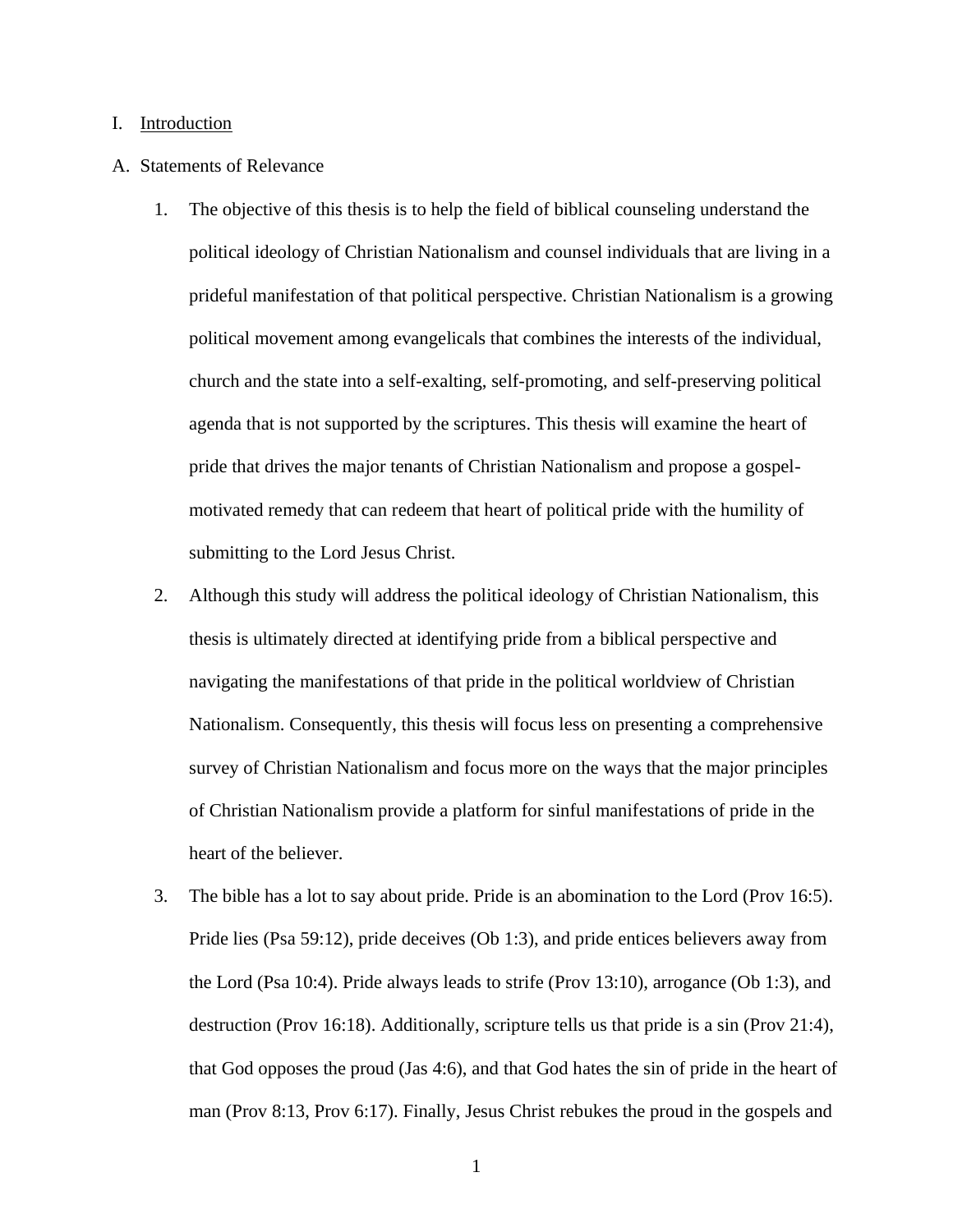I. Introduction

A. Statements of Relevance

1. The objective of this thesis is to help the field of biblical counseling understand the political ideology of Christian Nationalism and counsel individuals that are living in a prideful manifestation of that political perspective. Christian Nationalism is a growing political movement among evangelicals that combines the interests of the individual, church and the state into a self-exalting, self-promoting, and self-preserving political agenda that is not supported by the scriptures. This thesis will examine the heart of pride that drives the major tenants of Christian Nationalism and propose a gospel-motivated remedy that can redeem that heart of political pride with the humility of submitting to the Lord Jesus Christ.

2. Although this study will address the political ideology of Christian Nationalism, this thesis is ultimately directed at identifying pride from a biblical perspective and navigating the manifestations of that pride in the political worldview of Christian Nationalism. Consequently, this thesis will focus less on presenting a comprehensive survey of Christian Nationalism and focus more on the ways that the major principles of Christian Nationalism provide a platform for sinful manifestations of pride in the heart of the believer.

3. The bible has a lot to say about pride. Pride is an abomination to the Lord (Prov 16:5). Pride lies (Psa 59:12), pride deceives (Ob 1:3), and pride entices believers away from the Lord (Psa 10:4). Pride always leads to strife (Prov 13:10), arrogance (Ob 1:3), and destruction (Prov 16:18). Additionally, scripture tells us that pride is a sin (Prov 21:4), that God opposes the proud (Jas 4:6), and that God hates the sin of pride in the heart of man (Prov 8:13, Prov 6:17). Finally, Jesus Christ rebukes the proud in the gospels and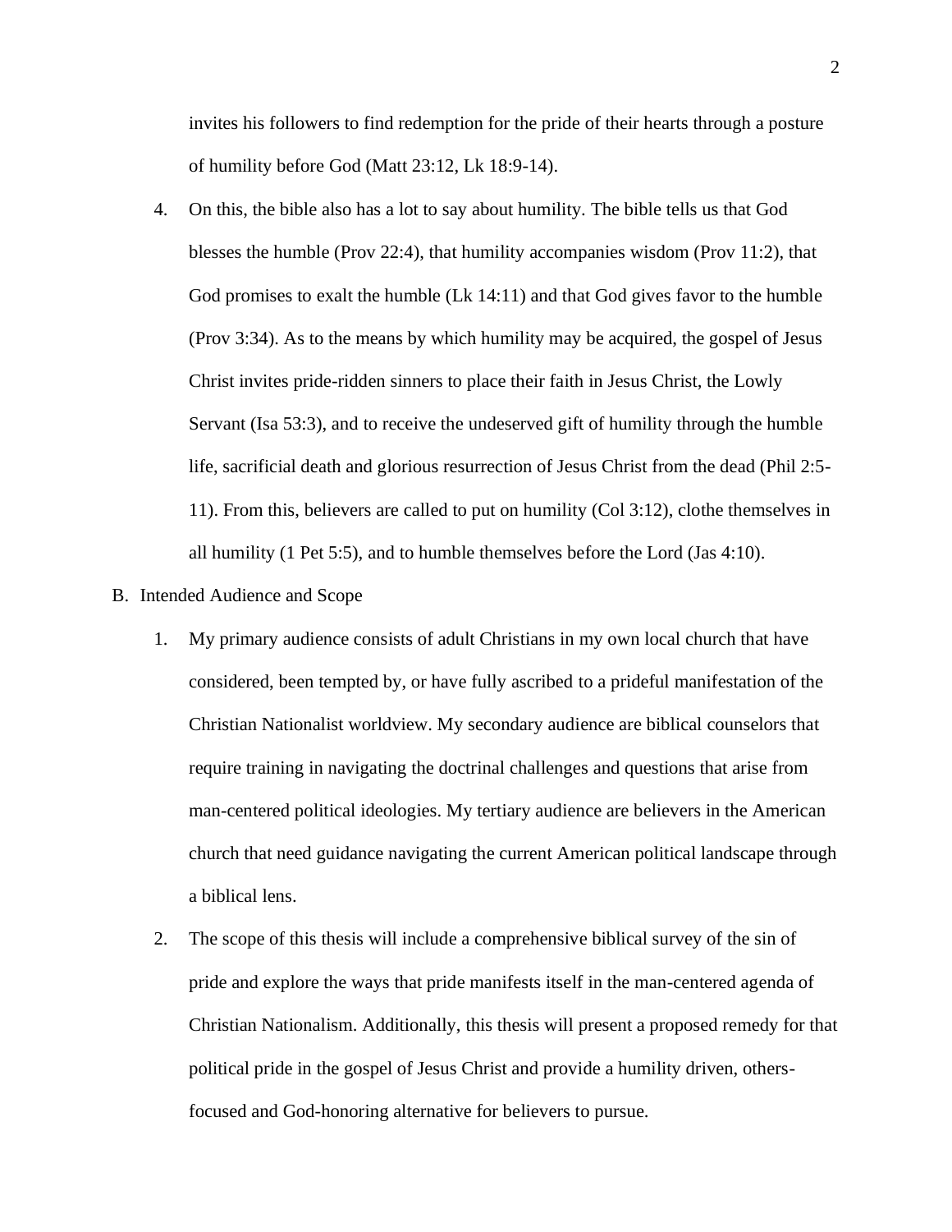invites his followers to find redemption for the pride of their hearts through a posture of humility before God (Matt 23:12, Lk 18:9-14).

4. On this, the bible also has a lot to say about humility. The bible tells us that God blesses the humble (Prov 22:4), that humility accompanies wisdom (Prov 11:2), that God promises to exalt the humble (Lk 14:11) and that God gives favor to the humble (Prov 3:34). As to the means by which humility may be acquired, the gospel of Jesus Christ invites pride-ridden sinners to place their faith in Jesus Christ, the Lowly Servant (Isa 53:3), and to receive the undeserved gift of humility through the humble life, sacrificial death and glorious resurrection of Jesus Christ from the dead (Phil 2:5-11). From this, believers are called to put on humility (Col 3:12), clothe themselves in all humility (1 Pet 5:5), and to humble themselves before the Lord (Jas 4:10).

B. Intended Audience and Scope

1. My primary audience consists of adult Christians in my own local church that have considered, been tempted by, or have fully ascribed to a prideful manifestation of the Christian Nationalist worldview. My secondary audience are biblical counselors that require training in navigating the doctrinal challenges and questions that arise from man-centered political ideologies. My tertiary audience are believers in the American church that need guidance navigating the current American political landscape through a biblical lens.

2. The scope of this thesis will include a comprehensive biblical survey of the sin of pride and explore the ways that pride manifests itself in the man-centered agenda of Christian Nationalism. Additionally, this thesis will present a proposed remedy for that political pride in the gospel of Jesus Christ and provide a humility driven, others-focused and God-honoring alternative for believers to pursue.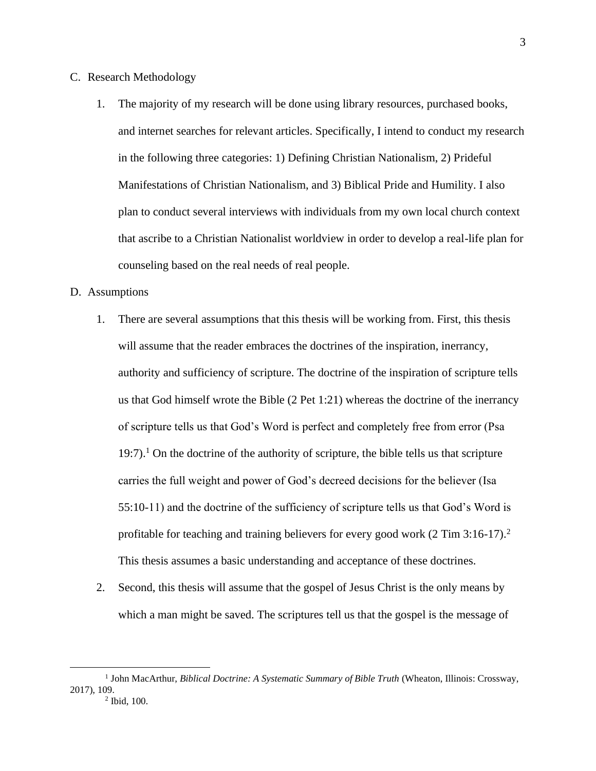C. Research Methodology

1. The majority of my research will be done using library resources, purchased books, and internet searches for relevant articles. Specifically, I intend to conduct my research in the following three categories: 1) Defining Christian Nationalism, 2) Prideful Manifestations of Christian Nationalism, and 3) Biblical Pride and Humility. I also plan to conduct several interviews with individuals from my own local church context that ascribe to a Christian Nationalist worldview in order to develop a real-life plan for counseling based on the real needs of real people.

D. Assumptions

1. There are several assumptions that this thesis will be working from. First, this thesis will assume that the reader embraces the doctrines of the inspiration, inerrancy, authority and sufficiency of scripture. The doctrine of the inspiration of scripture tells us that God himself wrote the Bible (2 Pet 1:21) whereas the doctrine of the inerrancy of scripture tells us that God's Word is perfect and completely free from error (Psa 19:7).[1] On the doctrine of the authority of scripture, the bible tells us that scripture carries the full weight and power of God's decreed decisions for the believer (Isa 55:10-11) and the doctrine of the sufficiency of scripture tells us that God's Word is profitable for teaching and training believers for every good work (2 Tim 3:16-17).[2] This thesis assumes a basic understanding and acceptance of these doctrines.

2. Second, this thesis will assume that the gospel of Jesus Christ is the only means by which a man might be saved. The scriptures tell us that the gospel is the message of

---

[1] John MacArthur, *Biblical Doctrine: A Systematic Summary of Bible Truth* (Wheaton, Illinois: Crossway, 2017), 109.

[2] Ibid, 100.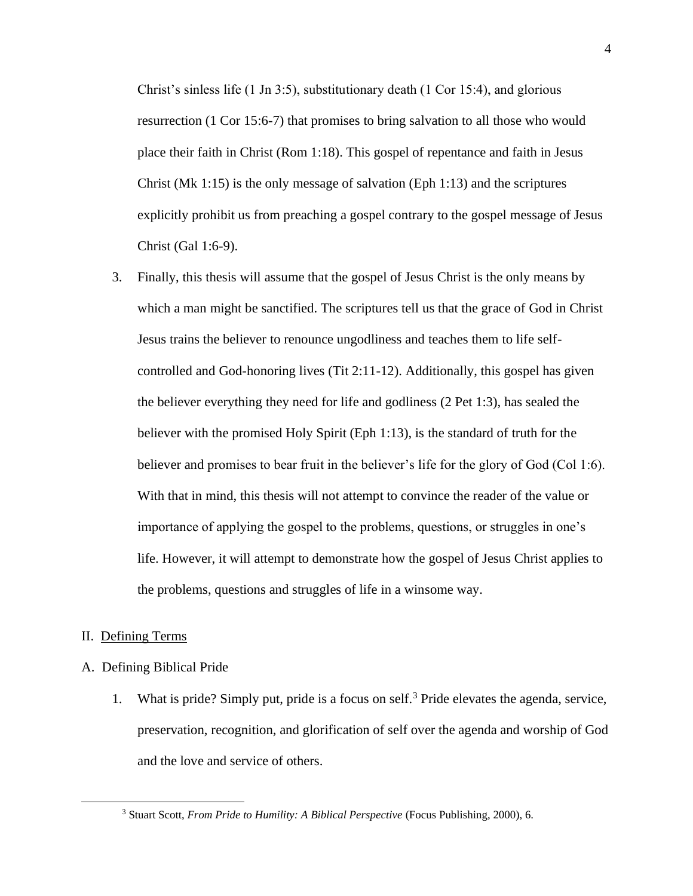Christ's sinless life (1 Jn 3:5), substitutionary death (1 Cor 15:4), and glorious resurrection (1 Cor 15:6-7) that promises to bring salvation to all those who would place their faith in Christ (Rom 1:18). This gospel of repentance and faith in Jesus Christ (Mk 1:15) is the only message of salvation (Eph 1:13) and the scriptures explicitly prohibit us from preaching a gospel contrary to the gospel message of Jesus Christ (Gal 1:6-9).

3. Finally, this thesis will assume that the gospel of Jesus Christ is the only means by which a man might be sanctified. The scriptures tell us that the grace of God in Christ Jesus trains the believer to renounce ungodliness and teaches them to life self-controlled and God-honoring lives (Tit 2:11-12). Additionally, this gospel has given the believer everything they need for life and godliness (2 Pet 1:3), has sealed the believer with the promised Holy Spirit (Eph 1:13), is the standard of truth for the believer and promises to bear fruit in the believer's life for the glory of God (Col 1:6). With that in mind, this thesis will not attempt to convince the reader of the value or importance of applying the gospel to the problems, questions, or struggles in one's life. However, it will attempt to demonstrate how the gospel of Jesus Christ applies to the problems, questions and struggles of life in a winsome way.

## II. Defining Terms

### A. Defining Biblical Pride

1. What is pride? Simply put, pride is a focus on self.[3] Pride elevates the agenda, service, preservation, recognition, and glorification of self over the agenda and worship of God and the love and service of others.

---

[3] Stuart Scott, *From Pride to Humility: A Biblical Perspective* (Focus Publishing, 2000), 6.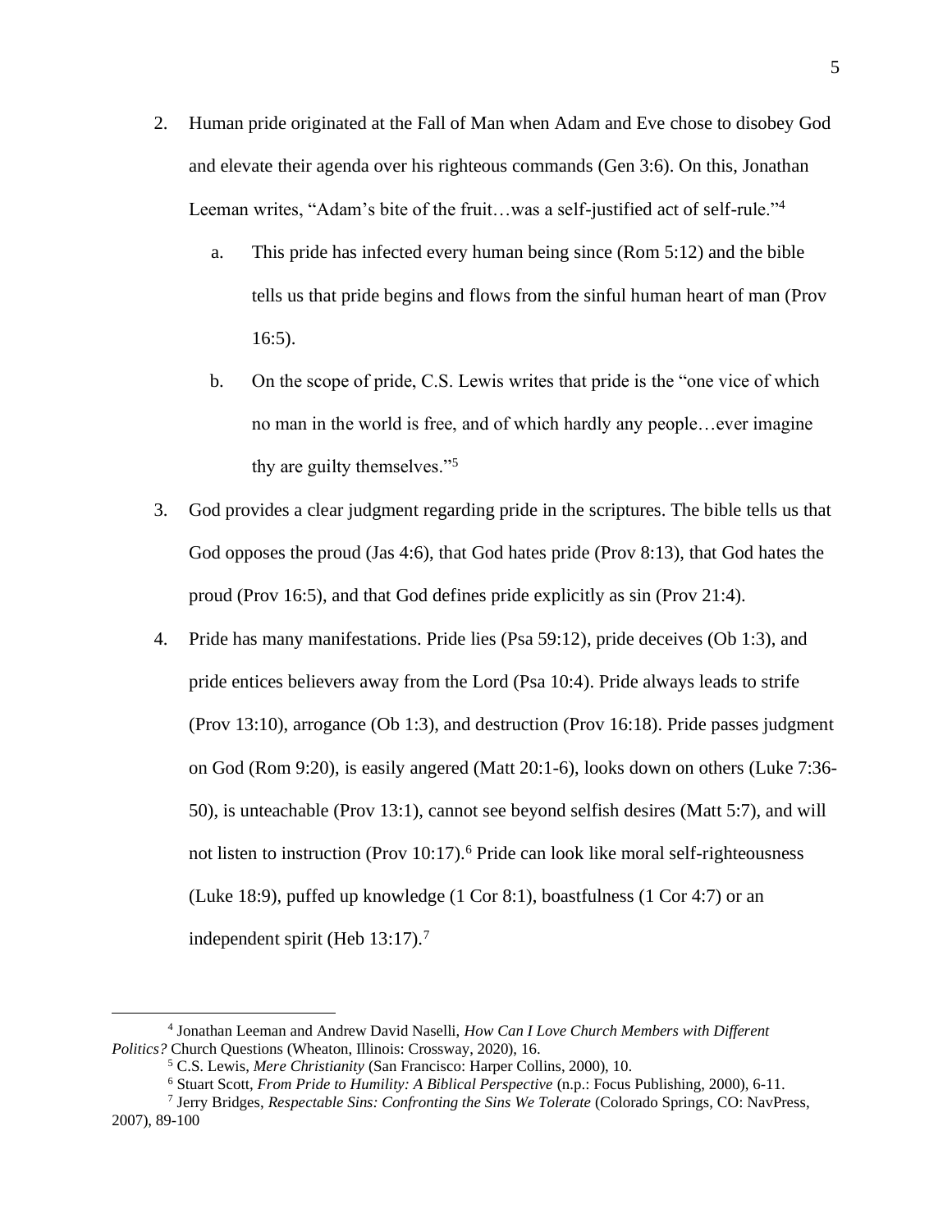2. Human pride originated at the Fall of Man when Adam and Eve chose to disobey God and elevate their agenda over his righteous commands (Gen 3:6). On this, Jonathan Leeman writes, "Adam's bite of the fruit…was a self-justified act of self-rule."[4]

   a. This pride has infected every human being since (Rom 5:12) and the bible tells us that pride begins and flows from the sinful human heart of man (Prov 16:5).

   b. On the scope of pride, C.S. Lewis writes that pride is the "one vice of which no man in the world is free, and of which hardly any people…ever imagine thy are guilty themselves."[5]

3. God provides a clear judgment regarding pride in the scriptures. The bible tells us that God opposes the proud (Jas 4:6), that God hates pride (Prov 8:13), that God hates the proud (Prov 16:5), and that God defines pride explicitly as sin (Prov 21:4).

4. Pride has many manifestations. Pride lies (Psa 59:12), pride deceives (Ob 1:3), and pride entices believers away from the Lord (Psa 10:4). Pride always leads to strife (Prov 13:10), arrogance (Ob 1:3), and destruction (Prov 16:18). Pride passes judgment on God (Rom 9:20), is easily angered (Matt 20:1-6), looks down on others (Luke 7:36-50), is unteachable (Prov 13:1), cannot see beyond selfish desires (Matt 5:7), and will not listen to instruction (Prov 10:17).[6] Pride can look like moral self-righteousness (Luke 18:9), puffed up knowledge (1 Cor 8:1), boastfulness (1 Cor 4:7) or an independent spirit (Heb 13:17).[7]

---

[4] Jonathan Leeman and Andrew David Naselli, *How Can I Love Church Members with Different Politics?* Church Questions (Wheaton, Illinois: Crossway, 2020), 16.

[5] C.S. Lewis, *Mere Christianity* (San Francisco: Harper Collins, 2000), 10.

[6] Stuart Scott, *From Pride to Humility: A Biblical Perspective* (n.p.: Focus Publishing, 2000), 6-11.

[7] Jerry Bridges, *Respectable Sins: Confronting the Sins We Tolerate* (Colorado Springs, CO: NavPress, 2007), 89-100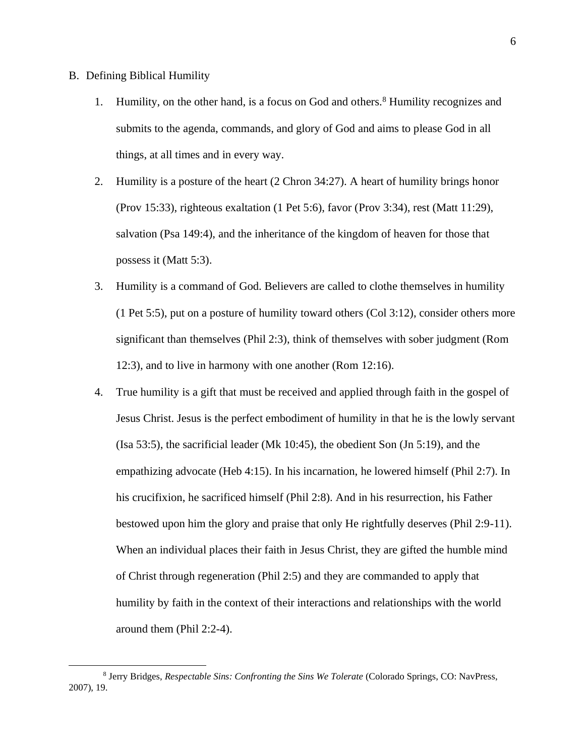B. Defining Biblical Humility

1. Humility, on the other hand, is a focus on God and others.[8] Humility recognizes and submits to the agenda, commands, and glory of God and aims to please God in all things, at all times and in every way.

2. Humility is a posture of the heart (2 Chron 34:27). A heart of humility brings honor (Prov 15:33), righteous exaltation (1 Pet 5:6), favor (Prov 3:34), rest (Matt 11:29), salvation (Psa 149:4), and the inheritance of the kingdom of heaven for those that possess it (Matt 5:3).

3. Humility is a command of God. Believers are called to clothe themselves in humility (1 Pet 5:5), put on a posture of humility toward others (Col 3:12), consider others more significant than themselves (Phil 2:3), think of themselves with sober judgment (Rom 12:3), and to live in harmony with one another (Rom 12:16).

4. True humility is a gift that must be received and applied through faith in the gospel of Jesus Christ. Jesus is the perfect embodiment of humility in that he is the lowly servant (Isa 53:5), the sacrificial leader (Mk 10:45), the obedient Son (Jn 5:19), and the empathizing advocate (Heb 4:15). In his incarnation, he lowered himself (Phil 2:7). In his crucifixion, he sacrificed himself (Phil 2:8). And in his resurrection, his Father bestowed upon him the glory and praise that only He rightfully deserves (Phil 2:9-11). When an individual places their faith in Jesus Christ, they are gifted the humble mind of Christ through regeneration (Phil 2:5) and they are commanded to apply that humility by faith in the context of their interactions and relationships with the world around them (Phil 2:2-4).

---

[8] Jerry Bridges, *Respectable Sins: Confronting the Sins We Tolerate* (Colorado Springs, CO: NavPress, 2007), 19.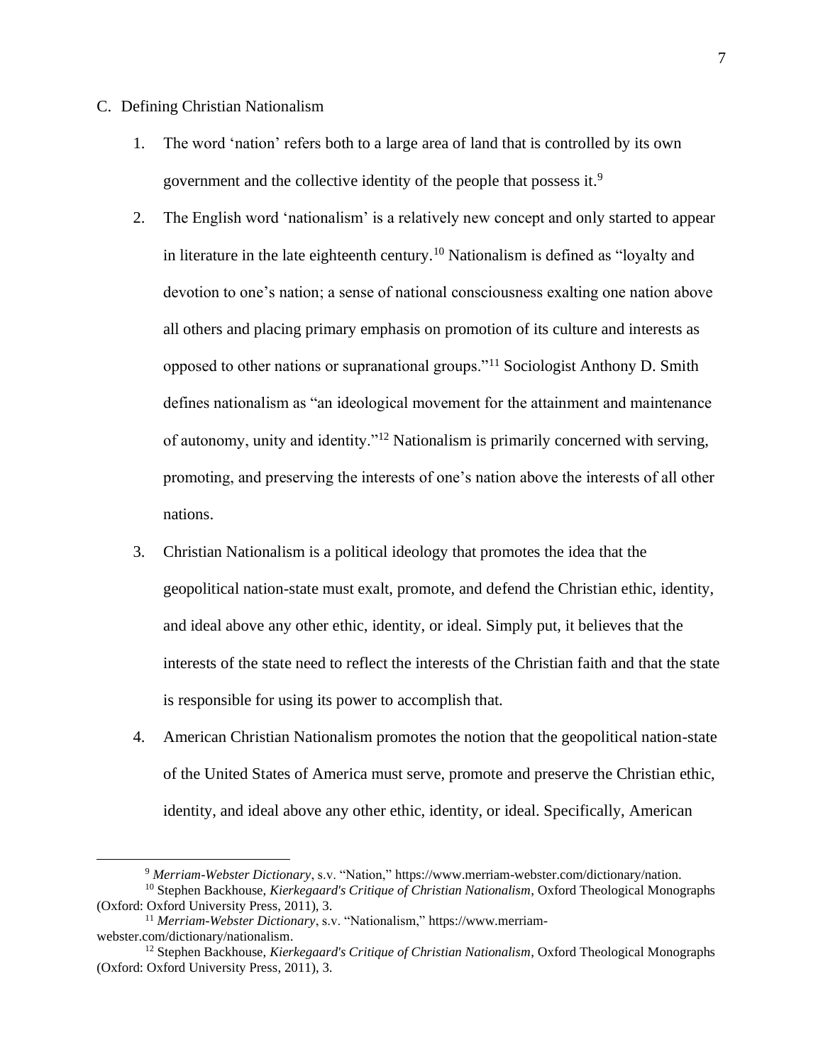C. Defining Christian Nationalism

1. The word 'nation' refers both to a large area of land that is controlled by its own government and the collective identity of the people that possess it.[9]

2. The English word 'nationalism' is a relatively new concept and only started to appear in literature in the late eighteenth century.[10] Nationalism is defined as "loyalty and devotion to one's nation; a sense of national consciousness exalting one nation above all others and placing primary emphasis on promotion of its culture and interests as opposed to other nations or supranational groups."[11] Sociologist Anthony D. Smith defines nationalism as "an ideological movement for the attainment and maintenance of autonomy, unity and identity."[12] Nationalism is primarily concerned with serving, promoting, and preserving the interests of one's nation above the interests of all other nations.

3. Christian Nationalism is a political ideology that promotes the idea that the geopolitical nation-state must exalt, promote, and defend the Christian ethic, identity, and ideal above any other ethic, identity, or ideal. Simply put, it believes that the interests of the state need to reflect the interests of the Christian faith and that the state is responsible for using its power to accomplish that.

4. American Christian Nationalism promotes the notion that the geopolitical nation-state of the United States of America must serve, promote and preserve the Christian ethic, identity, and ideal above any other ethic, identity, or ideal. Specifically, American

---

[9] *Merriam-Webster Dictionary*, s.v. "Nation," https://www.merriam-webster.com/dictionary/nation.

[10] Stephen Backhouse, *Kierkegaard's Critique of Christian Nationalism*, Oxford Theological Monographs (Oxford: Oxford University Press, 2011), 3.

[11] *Merriam-Webster Dictionary*, s.v. "Nationalism," https://www.merriam-webster.com/dictionary/nationalism.

[12] Stephen Backhouse, *Kierkegaard's Critique of Christian Nationalism*, Oxford Theological Monographs (Oxford: Oxford University Press, 2011), 3.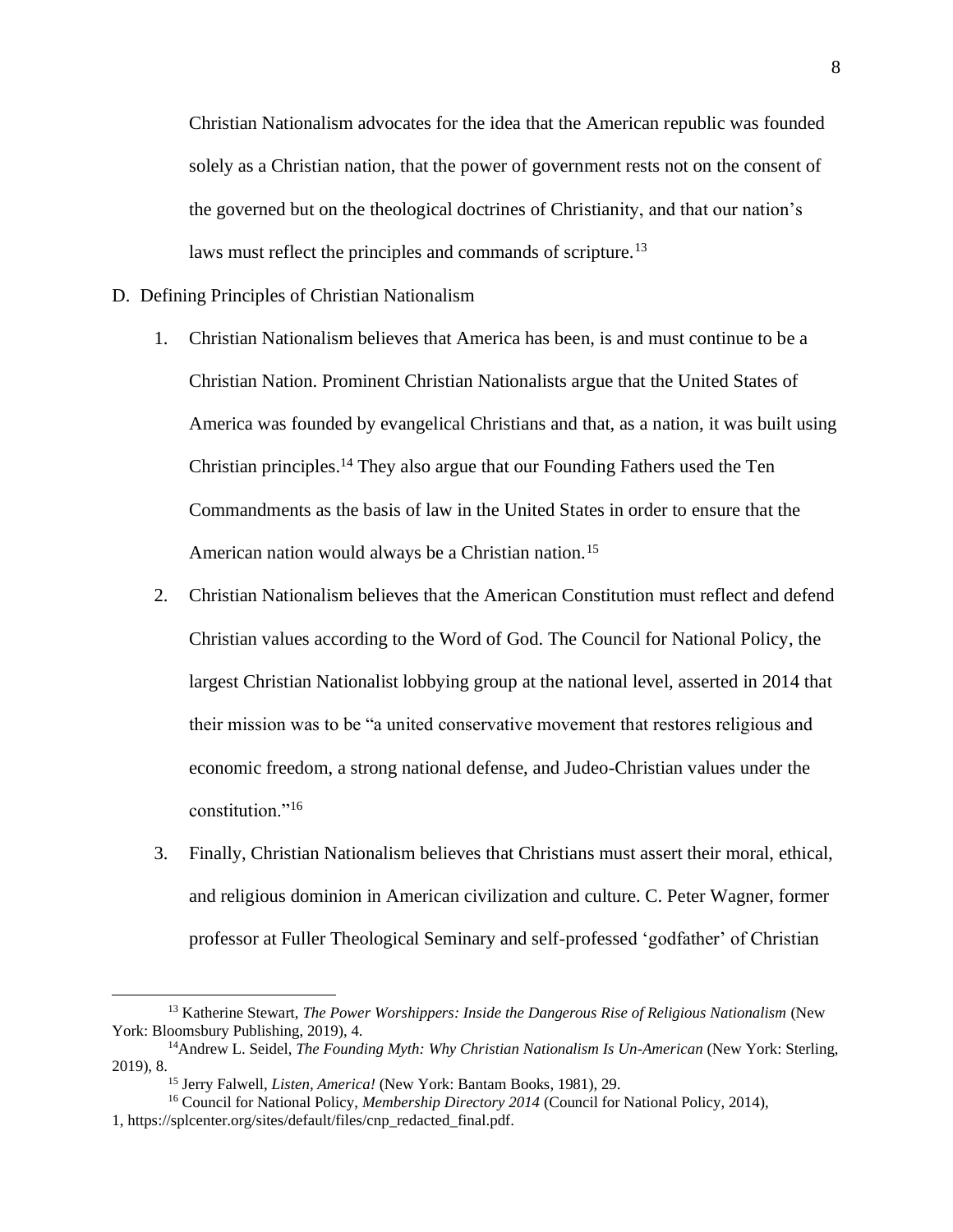Christian Nationalism advocates for the idea that the American republic was founded solely as a Christian nation, that the power of government rests not on the consent of the governed but on the theological doctrines of Christianity, and that our nation's laws must reflect the principles and commands of scripture.[13]

D. Defining Principles of Christian Nationalism

1. Christian Nationalism believes that America has been, is and must continue to be a Christian Nation. Prominent Christian Nationalists argue that the United States of America was founded by evangelical Christians and that, as a nation, it was built using Christian principles.[14] They also argue that our Founding Fathers used the Ten Commandments as the basis of law in the United States in order to ensure that the American nation would always be a Christian nation.[15]

2. Christian Nationalism believes that the American Constitution must reflect and defend Christian values according to the Word of God. The Council for National Policy, the largest Christian Nationalist lobbying group at the national level, asserted in 2014 that their mission was to be "a united conservative movement that restores religious and economic freedom, a strong national defense, and Judeo-Christian values under the constitution."[16]

3. Finally, Christian Nationalism believes that Christians must assert their moral, ethical, and religious dominion in American civilization and culture. C. Peter Wagner, former professor at Fuller Theological Seminary and self-professed 'godfather' of Christian

---

[13] Katherine Stewart, *The Power Worshippers: Inside the Dangerous Rise of Religious Nationalism* (New York: Bloomsbury Publishing, 2019), 4.

[14] Andrew L. Seidel, *The Founding Myth: Why Christian Nationalism Is Un-American* (New York: Sterling, 2019), 8.

[15] Jerry Falwell, *Listen, America!* (New York: Bantam Books, 1981), 29.

[16] Council for National Policy, *Membership Directory 2014* (Council for National Policy, 2014), 1, https://splcenter.org/sites/default/files/cnp_redacted_final.pdf.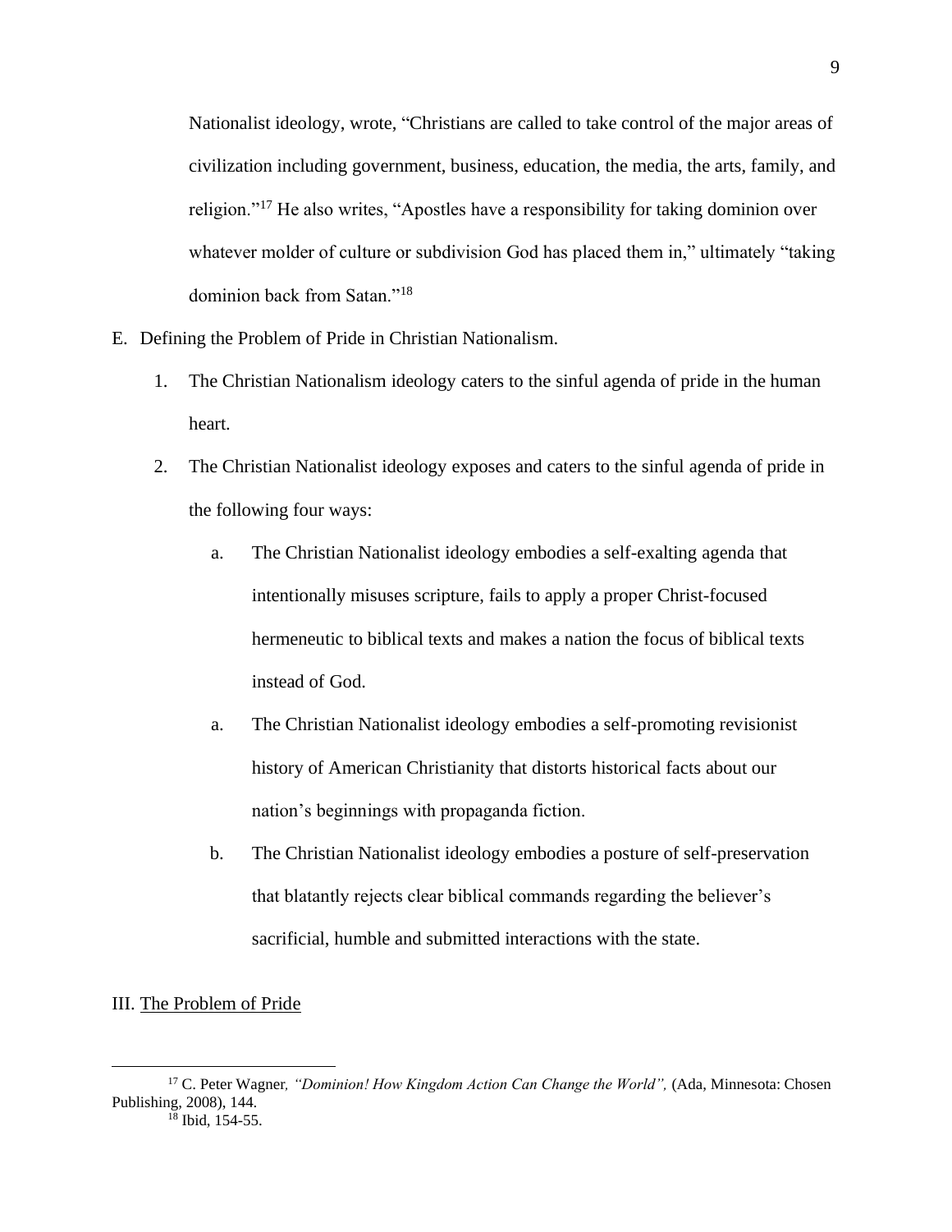Nationalist ideology, wrote, "Christians are called to take control of the major areas of civilization including government, business, education, the media, the arts, family, and religion."[17] He also writes, "Apostles have a responsibility for taking dominion over whatever molder of culture or subdivision God has placed them in," ultimately "taking dominion back from Satan."[18]

E. Defining the Problem of Pride in Christian Nationalism.

1. The Christian Nationalism ideology caters to the sinful agenda of pride in the human heart.

2. The Christian Nationalist ideology exposes and caters to the sinful agenda of pride in the following four ways:

   a. The Christian Nationalist ideology embodies a self-exalting agenda that intentionally misuses scripture, fails to apply a proper Christ-focused hermeneutic to biblical texts and makes a nation the focus of biblical texts instead of God.

   a. The Christian Nationalist ideology embodies a self-promoting revisionist history of American Christianity that distorts historical facts about our nation's beginnings with propaganda fiction.

   b. The Christian Nationalist ideology embodies a posture of self-preservation that blatantly rejects clear biblical commands regarding the believer's sacrificial, humble and submitted interactions with the state.

III. <u>The Problem of Pride</u>

---

[17] C. Peter Wagner, *"Dominion! How Kingdom Action Can Change the World",* (Ada, Minnesota: Chosen Publishing, 2008), 144.

[18] Ibid, 154-55.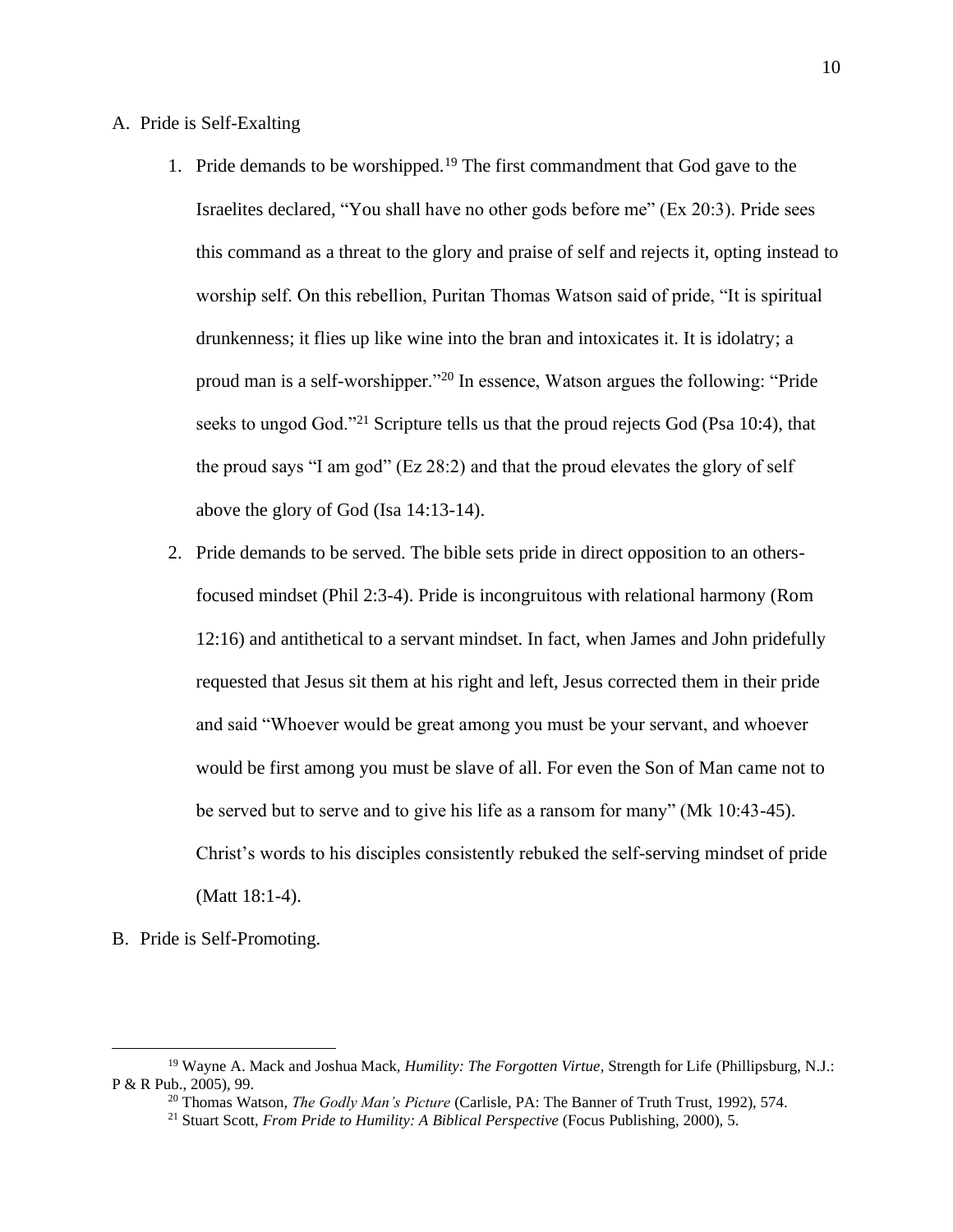A. Pride is Self-Exalting

1. Pride demands to be worshipped.[19] The first commandment that God gave to the Israelites declared, "You shall have no other gods before me" (Ex 20:3). Pride sees this command as a threat to the glory and praise of self and rejects it, opting instead to worship self. On this rebellion, Puritan Thomas Watson said of pride, "It is spiritual drunkenness; it flies up like wine into the bran and intoxicates it. It is idolatry; a proud man is a self-worshipper."[20] In essence, Watson argues the following: "Pride seeks to ungod God."[21] Scripture tells us that the proud rejects God (Psa 10:4), that the proud says "I am god" (Ez 28:2) and that the proud elevates the glory of self above the glory of God (Isa 14:13-14).

2. Pride demands to be served. The bible sets pride in direct opposition to an others-focused mindset (Phil 2:3-4). Pride is incongruitous with relational harmony (Rom 12:16) and antithetical to a servant mindset. In fact, when James and John pridefully requested that Jesus sit them at his right and left, Jesus corrected them in their pride and said "Whoever would be great among you must be your servant, and whoever would be first among you must be slave of all. For even the Son of Man came not to be served but to serve and to give his life as a ransom for many" (Mk 10:43-45). Christ's words to his disciples consistently rebuked the self-serving mindset of pride (Matt 18:1-4).

B. Pride is Self-Promoting.

---

[19] Wayne A. Mack and Joshua Mack, *Humility: The Forgotten Virtue*, Strength for Life (Phillipsburg, N.J.: P & R Pub., 2005), 99.

[20] Thomas Watson, *The Godly Man's Picture* (Carlisle, PA: The Banner of Truth Trust, 1992), 574.

[21] Stuart Scott, *From Pride to Humility: A Biblical Perspective* (Focus Publishing, 2000), 5.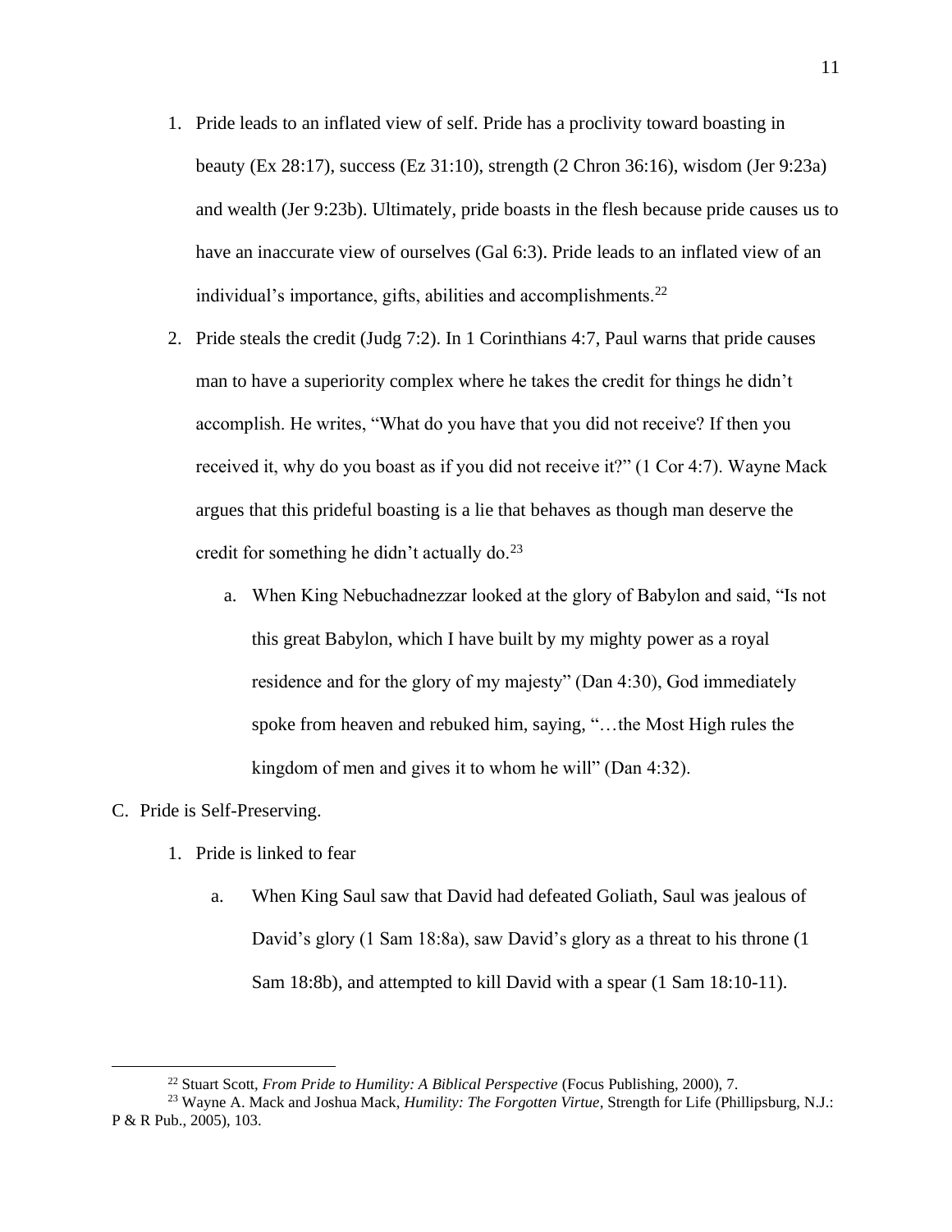1. Pride leads to an inflated view of self. Pride has a proclivity toward boasting in beauty (Ex 28:17), success (Ez 31:10), strength (2 Chron 36:16), wisdom (Jer 9:23a) and wealth (Jer 9:23b). Ultimately, pride boasts in the flesh because pride causes us to have an inaccurate view of ourselves (Gal 6:3). Pride leads to an inflated view of an individual's importance, gifts, abilities and accomplishments.[22]

2. Pride steals the credit (Judg 7:2). In 1 Corinthians 4:7, Paul warns that pride causes man to have a superiority complex where he takes the credit for things he didn't accomplish. He writes, "What do you have that you did not receive? If then you received it, why do you boast as if you did not receive it?" (1 Cor 4:7). Wayne Mack argues that this prideful boasting is a lie that behaves as though man deserve the credit for something he didn't actually do.[23]

    a. When King Nebuchadnezzar looked at the glory of Babylon and said, "Is not this great Babylon, which I have built by my mighty power as a royal residence and for the glory of my majesty" (Dan 4:30), God immediately spoke from heaven and rebuked him, saying, "…the Most High rules the kingdom of men and gives it to whom he will" (Dan 4:32).

C. Pride is Self-Preserving.

1. Pride is linked to fear

    a. When King Saul saw that David had defeated Goliath, Saul was jealous of David's glory (1 Sam 18:8a), saw David's glory as a threat to his throne (1 Sam 18:8b), and attempted to kill David with a spear (1 Sam 18:10-11).

---

[22] Stuart Scott, *From Pride to Humility: A Biblical Perspective* (Focus Publishing, 2000), 7.

[23] Wayne A. Mack and Joshua Mack, *Humility: The Forgotten Virtue*, Strength for Life (Phillipsburg, N.J.: P & R Pub., 2005), 103.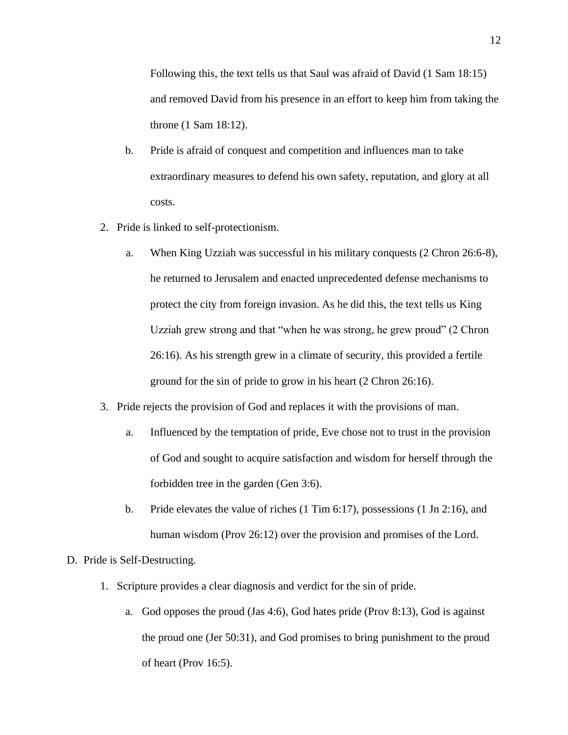Following this, the text tells us that Saul was afraid of David (1 Sam 18:15) and removed David from his presence in an effort to keep him from taking the throne (1 Sam 18:12).

   b. Pride is afraid of conquest and competition and influences man to take extraordinary measures to defend his own safety, reputation, and glory at all costs.

2. Pride is linked to self-protectionism.

   a. When King Uzziah was successful in his military conquests (2 Chron 26:6-8), he returned to Jerusalem and enacted unprecedented defense mechanisms to protect the city from foreign invasion. As he did this, the text tells us King Uzziah grew strong and that "when he was strong, he grew proud" (2 Chron 26:16). As his strength grew in a climate of security, this provided a fertile ground for the sin of pride to grow in his heart (2 Chron 26:16).

3. Pride rejects the provision of God and replaces it with the provisions of man.

   a. Influenced by the temptation of pride, Eve chose not to trust in the provision of God and sought to acquire satisfaction and wisdom for herself through the forbidden tree in the garden (Gen 3:6).

   b. Pride elevates the value of riches (1 Tim 6:17), possessions (1 Jn 2:16), and human wisdom (Prov 26:12) over the provision and promises of the Lord.

D. Pride is Self-Destructing.

1. Scripture provides a clear diagnosis and verdict for the sin of pride.

   a. God opposes the proud (Jas 4:6), God hates pride (Prov 8:13), God is against the proud one (Jer 50:31), and God promises to bring punishment to the proud of heart (Prov 16:5).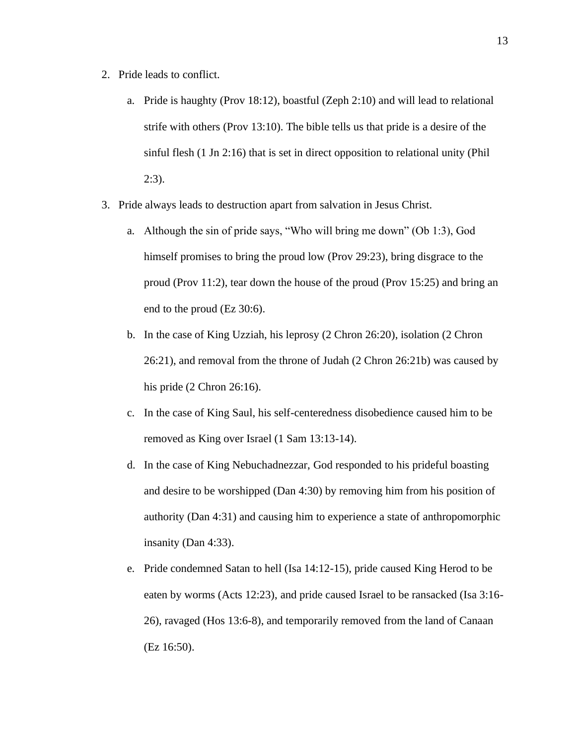2. Pride leads to conflict.
    a. Pride is haughty (Prov 18:12), boastful (Zeph 2:10) and will lead to relational strife with others (Prov 13:10). The bible tells us that pride is a desire of the sinful flesh (1 Jn 2:16) that is set in direct opposition to relational unity (Phil 2:3).
3. Pride always leads to destruction apart from salvation in Jesus Christ.
    a. Although the sin of pride says, "Who will bring me down" (Ob 1:3), God himself promises to bring the proud low (Prov 29:23), bring disgrace to the proud (Prov 11:2), tear down the house of the proud (Prov 15:25) and bring an end to the proud (Ez 30:6).
    b. In the case of King Uzziah, his leprosy (2 Chron 26:20), isolation (2 Chron 26:21), and removal from the throne of Judah (2 Chron 26:21b) was caused by his pride (2 Chron 26:16).
    c. In the case of King Saul, his self-centeredness disobedience caused him to be removed as King over Israel (1 Sam 13:13-14).
    d. In the case of King Nebuchadnezzar, God responded to his prideful boasting and desire to be worshipped (Dan 4:30) by removing him from his position of authority (Dan 4:31) and causing him to experience a state of anthropomorphic insanity (Dan 4:33).
    e. Pride condemned Satan to hell (Isa 14:12-15), pride caused King Herod to be eaten by worms (Acts 12:23), and pride caused Israel to be ransacked (Isa 3:16-26), ravaged (Hos 13:6-8), and temporarily removed from the land of Canaan (Ez 16:50).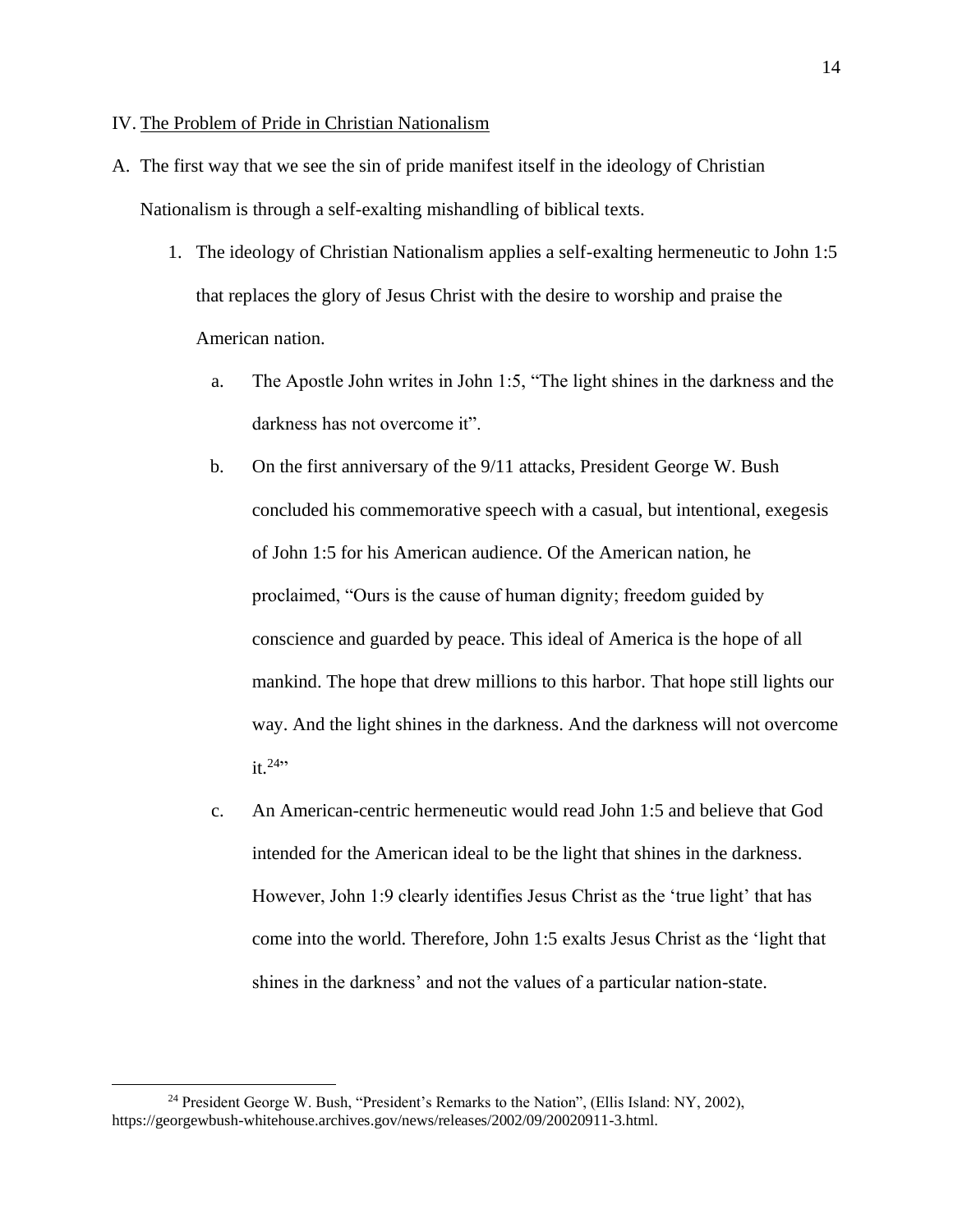## IV. The Problem of Pride in Christian Nationalism

A. The first way that we see the sin of pride manifest itself in the ideology of Christian Nationalism is through a self-exalting mishandling of biblical texts.

1. The ideology of Christian Nationalism applies a self-exalting hermeneutic to John 1:5 that replaces the glory of Jesus Christ with the desire to worship and praise the American nation.

    a. The Apostle John writes in John 1:5, "The light shines in the darkness and the darkness has not overcome it".

    b. On the first anniversary of the 9/11 attacks, President George W. Bush concluded his commemorative speech with a casual, but intentional, exegesis of John 1:5 for his American audience. Of the American nation, he proclaimed, "Ours is the cause of human dignity; freedom guided by conscience and guarded by peace. This ideal of America is the hope of all mankind. The hope that drew millions to this harbor. That hope still lights our way. And the light shines in the darkness. And the darkness will not overcome it.[24]"

    c. An American-centric hermeneutic would read John 1:5 and believe that God intended for the American ideal to be the light that shines in the darkness. However, John 1:9 clearly identifies Jesus Christ as the 'true light' that has come into the world. Therefore, John 1:5 exalts Jesus Christ as the 'light that shines in the darkness' and not the values of a particular nation-state.

---

[24] President George W. Bush, "President's Remarks to the Nation", (Ellis Island: NY, 2002), https://georgewbush-whitehouse.archives.gov/news/releases/2002/09/20020911-3.html.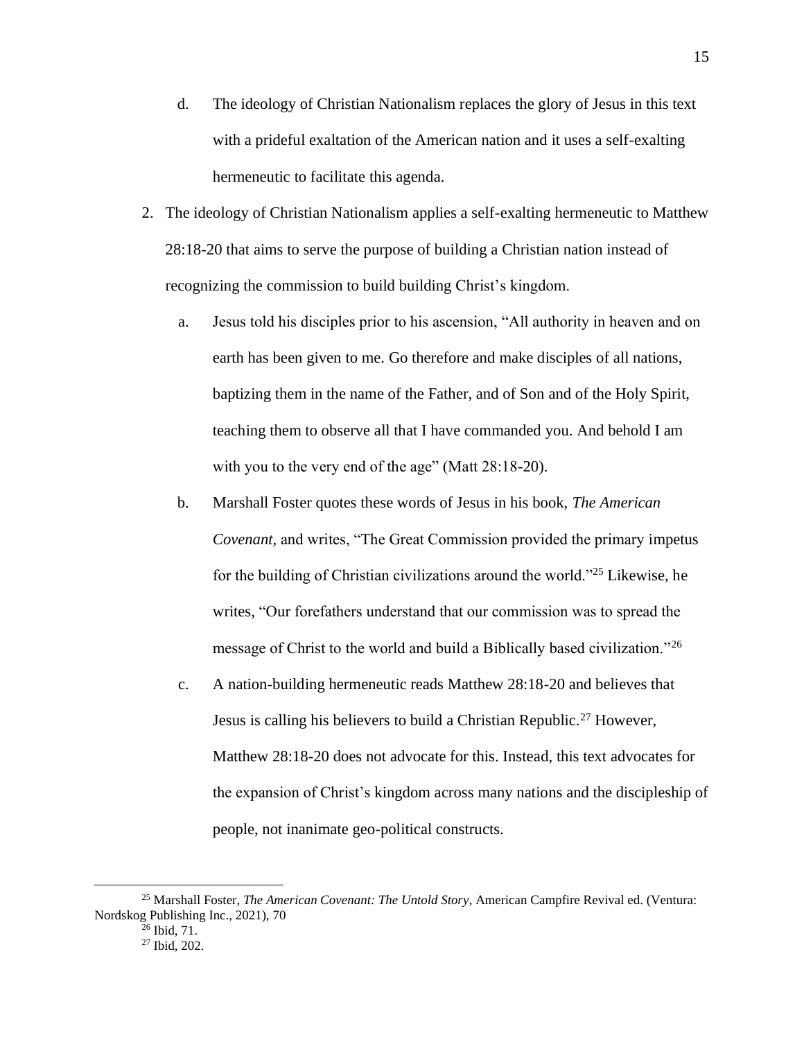d. The ideology of Christian Nationalism replaces the glory of Jesus in this text with a prideful exaltation of the American nation and it uses a self-exalting hermeneutic to facilitate this agenda.

2. The ideology of Christian Nationalism applies a self-exalting hermeneutic to Matthew 28:18-20 that aims to serve the purpose of building a Christian nation instead of recognizing the commission to build building Christ's kingdom.

   a. Jesus told his disciples prior to his ascension, "All authority in heaven and on earth has been given to me. Go therefore and make disciples of all nations, baptizing them in the name of the Father, and of Son and of the Holy Spirit, teaching them to observe all that I have commanded you. And behold I am with you to the very end of the age" (Matt 28:18-20).

   b. Marshall Foster quotes these words of Jesus in his book, *The American Covenant,* and writes, "The Great Commission provided the primary impetus for the building of Christian civilizations around the world."[25] Likewise, he writes, "Our forefathers understand that our commission was to spread the message of Christ to the world and build a Biblically based civilization."[26]

   c. A nation-building hermeneutic reads Matthew 28:18-20 and believes that Jesus is calling his believers to build a Christian Republic.[27] However, Matthew 28:18-20 does not advocate for this. Instead, this text advocates for the expansion of Christ's kingdom across many nations and the discipleship of people, not inanimate geo-political constructs.

---

[25] Marshall Foster, *The American Covenant: The Untold Story*, American Campfire Revival ed. (Ventura: Nordskog Publishing Inc., 2021), 70

[26] Ibid, 71.

[27] Ibid, 202.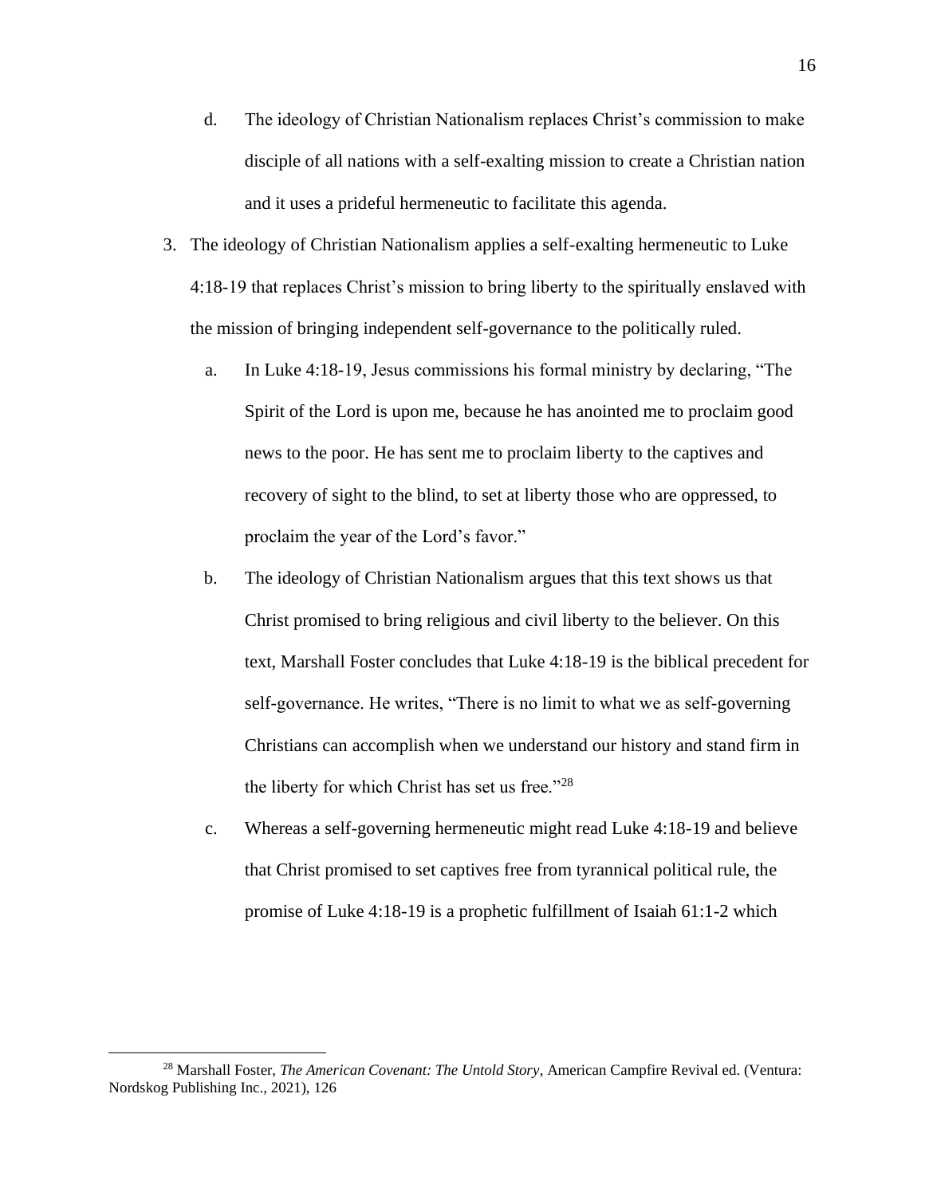d. The ideology of Christian Nationalism replaces Christ's commission to make disciple of all nations with a self-exalting mission to create a Christian nation and it uses a prideful hermeneutic to facilitate this agenda.

3. The ideology of Christian Nationalism applies a self-exalting hermeneutic to Luke 4:18-19 that replaces Christ's mission to bring liberty to the spiritually enslaved with the mission of bringing independent self-governance to the politically ruled.

   a. In Luke 4:18-19, Jesus commissions his formal ministry by declaring, "The Spirit of the Lord is upon me, because he has anointed me to proclaim good news to the poor. He has sent me to proclaim liberty to the captives and recovery of sight to the blind, to set at liberty those who are oppressed, to proclaim the year of the Lord's favor."

   b. The ideology of Christian Nationalism argues that this text shows us that Christ promised to bring religious and civil liberty to the believer. On this text, Marshall Foster concludes that Luke 4:18-19 is the biblical precedent for self-governance. He writes, "There is no limit to what we as self-governing Christians can accomplish when we understand our history and stand firm in the liberty for which Christ has set us free."[28]

   c. Whereas a self-governing hermeneutic might read Luke 4:18-19 and believe that Christ promised to set captives free from tyrannical political rule, the promise of Luke 4:18-19 is a prophetic fulfillment of Isaiah 61:1-2 which

---

[28] Marshall Foster, *The American Covenant: The Untold Story*, American Campfire Revival ed. (Ventura: Nordskog Publishing Inc., 2021), 126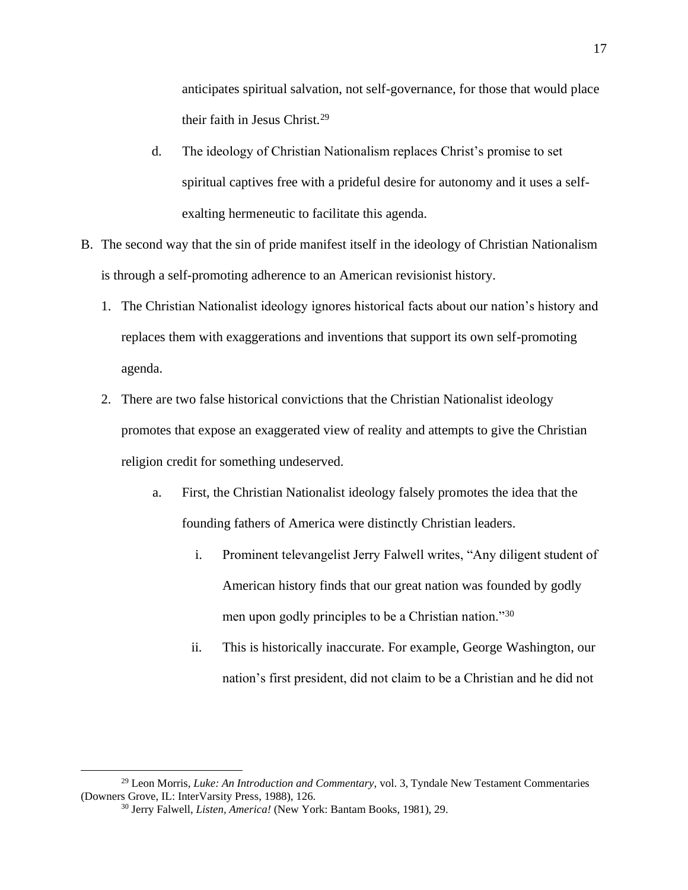anticipates spiritual salvation, not self-governance, for those that would place their faith in Jesus Christ.[29]

d. The ideology of Christian Nationalism replaces Christ's promise to set spiritual captives free with a prideful desire for autonomy and it uses a self-exalting hermeneutic to facilitate this agenda.

B. The second way that the sin of pride manifest itself in the ideology of Christian Nationalism is through a self-promoting adherence to an American revisionist history.

1. The Christian Nationalist ideology ignores historical facts about our nation's history and replaces them with exaggerations and inventions that support its own self-promoting agenda.

2. There are two false historical convictions that the Christian Nationalist ideology promotes that expose an exaggerated view of reality and attempts to give the Christian religion credit for something undeserved.

   a. First, the Christian Nationalist ideology falsely promotes the idea that the founding fathers of America were distinctly Christian leaders.

      i. Prominent televangelist Jerry Falwell writes, "Any diligent student of American history finds that our great nation was founded by godly men upon godly principles to be a Christian nation."[30]

      ii. This is historically inaccurate. For example, George Washington, our nation's first president, did not claim to be a Christian and he did not

---

[29] Leon Morris, *Luke: An Introduction and Commentary*, vol. 3, Tyndale New Testament Commentaries (Downers Grove, IL: InterVarsity Press, 1988), 126.

[30] Jerry Falwell, *Listen, America!* (New York: Bantam Books, 1981), 29.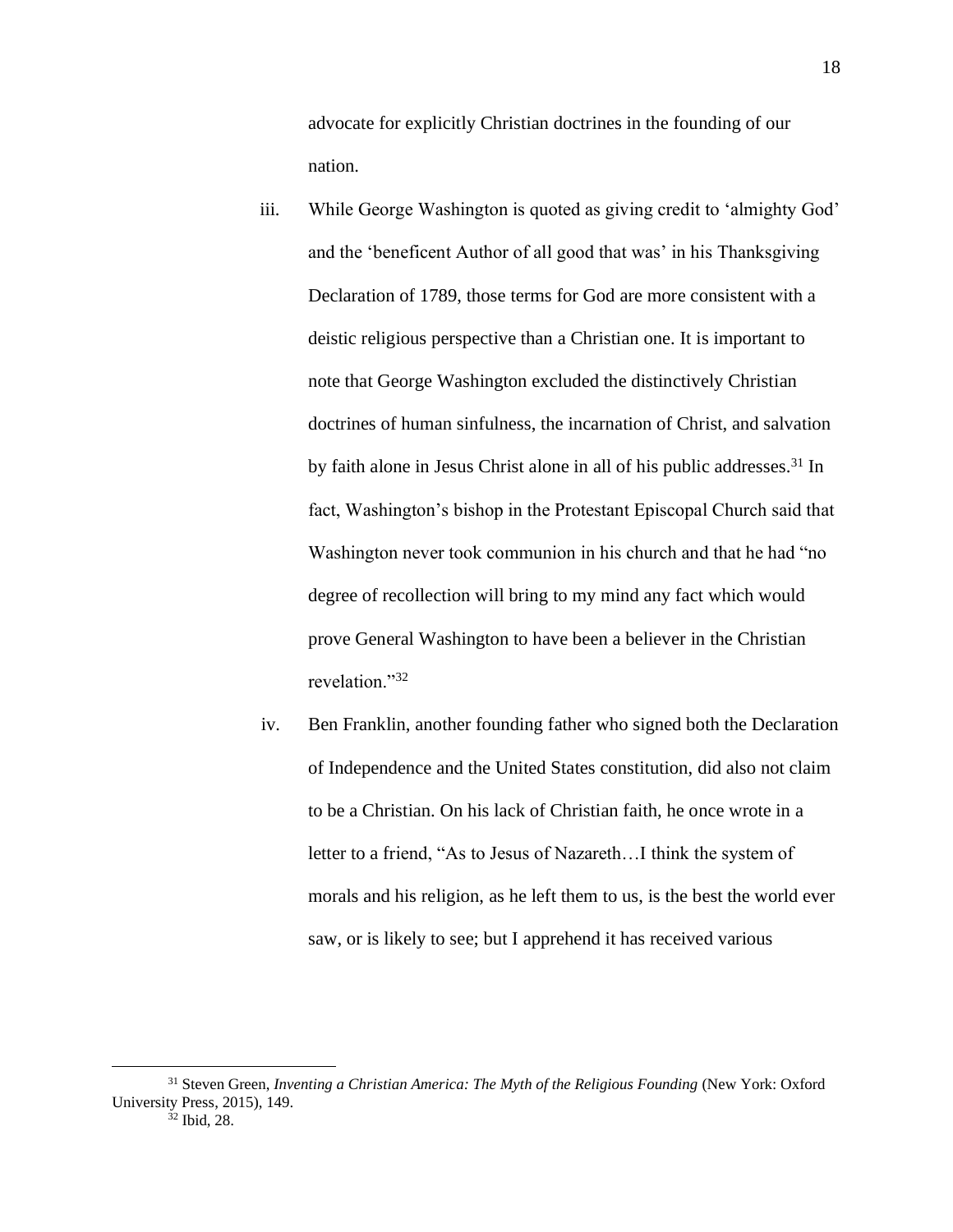advocate for explicitly Christian doctrines in the founding of our nation.

iii. While George Washington is quoted as giving credit to 'almighty God' and the 'beneficent Author of all good that was' in his Thanksgiving Declaration of 1789, those terms for God are more consistent with a deistic religious perspective than a Christian one. It is important to note that George Washington excluded the distinctively Christian doctrines of human sinfulness, the incarnation of Christ, and salvation by faith alone in Jesus Christ alone in all of his public addresses.[31] In fact, Washington's bishop in the Protestant Episcopal Church said that Washington never took communion in his church and that he had "no degree of recollection will bring to my mind any fact which would prove General Washington to have been a believer in the Christian revelation."[32]

iv. Ben Franklin, another founding father who signed both the Declaration of Independence and the United States constitution, did also not claim to be a Christian. On his lack of Christian faith, he once wrote in a letter to a friend, "As to Jesus of Nazareth…I think the system of morals and his religion, as he left them to us, is the best the world ever saw, or is likely to see; but I apprehend it has received various

---

[31] Steven Green, *Inventing a Christian America: The Myth of the Religious Founding* (New York: Oxford University Press, 2015), 149.

[32] Ibid, 28.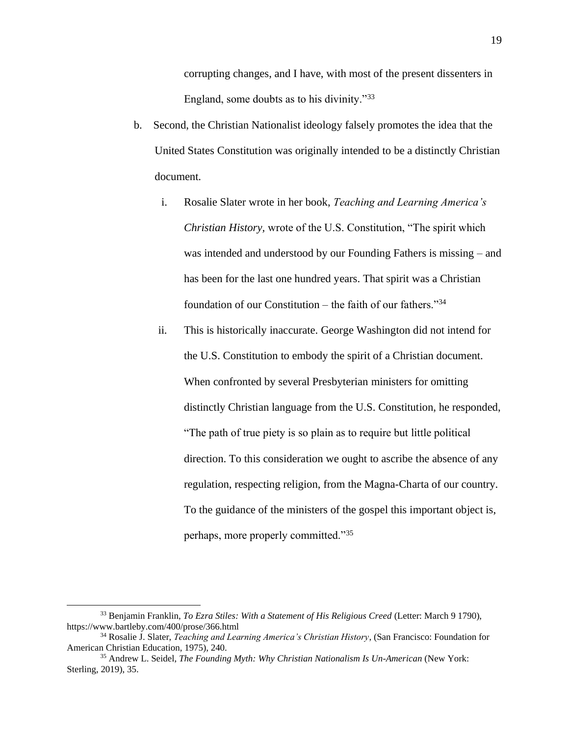corrupting changes, and I have, with most of the present dissenters in England, some doubts as to his divinity."[33]

b. Second, the Christian Nationalist ideology falsely promotes the idea that the United States Constitution was originally intended to be a distinctly Christian document.

   i. Rosalie Slater wrote in her book, *Teaching and Learning America's Christian History,* wrote of the U.S. Constitution, "The spirit which was intended and understood by our Founding Fathers is missing – and has been for the last one hundred years. That spirit was a Christian foundation of our Constitution – the faith of our fathers."[34]

   ii. This is historically inaccurate. George Washington did not intend for the U.S. Constitution to embody the spirit of a Christian document. When confronted by several Presbyterian ministers for omitting distinctly Christian language from the U.S. Constitution, he responded, "The path of true piety is so plain as to require but little political direction. To this consideration we ought to ascribe the absence of any regulation, respecting religion, from the Magna-Charta of our country. To the guidance of the ministers of the gospel this important object is, perhaps, more properly committed."[35]

---

[33] Benjamin Franklin, *To Ezra Stiles: With a Statement of His Religious Creed* (Letter: March 9 1790), https://www.bartleby.com/400/prose/366.html

[34] Rosalie J. Slater, *Teaching and Learning America's Christian History*, (San Francisco: Foundation for American Christian Education, 1975), 240.

[35] Andrew L. Seidel, *The Founding Myth: Why Christian Nationalism Is Un-American* (New York: Sterling, 2019), 35.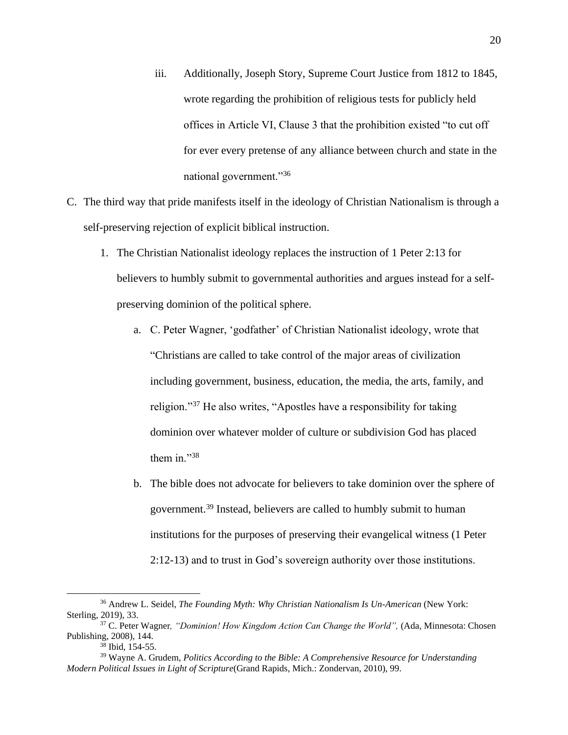iii. Additionally, Joseph Story, Supreme Court Justice from 1812 to 1845, wrote regarding the prohibition of religious tests for publicly held offices in Article VI, Clause 3 that the prohibition existed "to cut off for ever every pretense of any alliance between church and state in the national government."[36]

C. The third way that pride manifests itself in the ideology of Christian Nationalism is through a self-preserving rejection of explicit biblical instruction.

1. The Christian Nationalist ideology replaces the instruction of 1 Peter 2:13 for believers to humbly submit to governmental authorities and argues instead for a self-preserving dominion of the political sphere.

   a. C. Peter Wagner, 'godfather' of Christian Nationalist ideology, wrote that "Christians are called to take control of the major areas of civilization including government, business, education, the media, the arts, family, and religion."[37] He also writes, "Apostles have a responsibility for taking dominion over whatever molder of culture or subdivision God has placed them in."[38]

   b. The bible does not advocate for believers to take dominion over the sphere of government.[39] Instead, believers are called to humbly submit to human institutions for the purposes of preserving their evangelical witness (1 Peter 2:12-13) and to trust in God's sovereign authority over those institutions.

---

[36] Andrew L. Seidel, *The Founding Myth: Why Christian Nationalism Is Un-American* (New York: Sterling, 2019), 33.

[37] C. Peter Wagner*, "Dominion! How Kingdom Action Can Change the World",* (Ada, Minnesota: Chosen Publishing, 2008), 144.

[38] Ibid, 154-55.

[39] Wayne A. Grudem, *Politics According to the Bible: A Comprehensive Resource for Understanding Modern Political Issues in Light of Scripture*(Grand Rapids, Mich.: Zondervan, 2010), 99.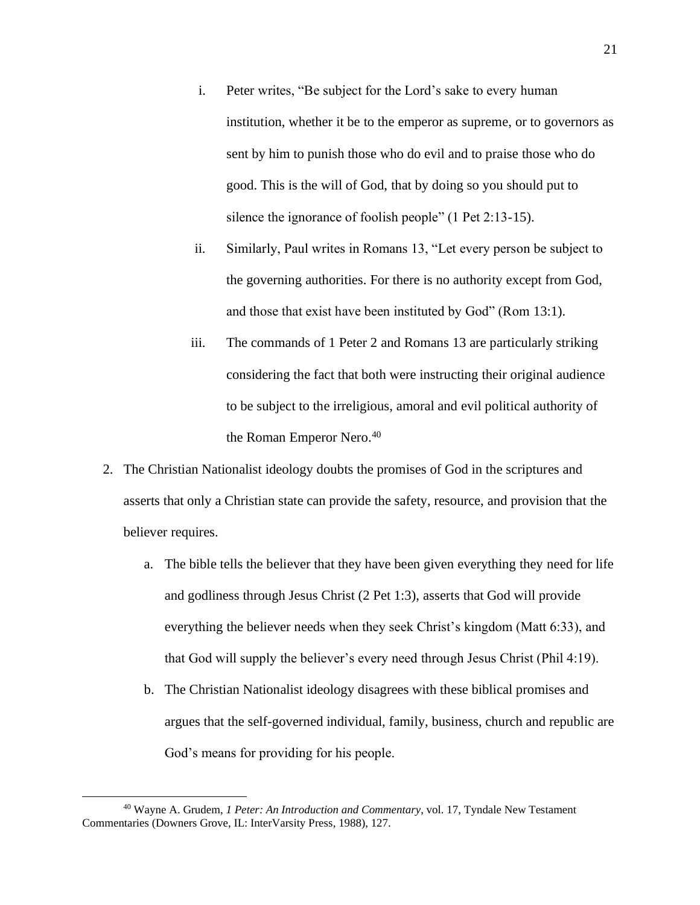i. Peter writes, “Be subject for the Lord’s sake to every human institution, whether it be to the emperor as supreme, or to governors as sent by him to punish those who do evil and to praise those who do good. This is the will of God, that by doing so you should put to silence the ignorance of foolish people” (1 Pet 2:13-15).

ii. Similarly, Paul writes in Romans 13, “Let every person be subject to the governing authorities. For there is no authority except from God, and those that exist have been instituted by God” (Rom 13:1).

iii. The commands of 1 Peter 2 and Romans 13 are particularly striking considering the fact that both were instructing their original audience to be subject to the irreligious, amoral and evil political authority of the Roman Emperor Nero.[40]

2. The Christian Nationalist ideology doubts the promises of God in the scriptures and asserts that only a Christian state can provide the safety, resource, and provision that the believer requires.

   a. The bible tells the believer that they have been given everything they need for life and godliness through Jesus Christ (2 Pet 1:3), asserts that God will provide everything the believer needs when they seek Christ’s kingdom (Matt 6:33), and that God will supply the believer’s every need through Jesus Christ (Phil 4:19).

   b. The Christian Nationalist ideology disagrees with these biblical promises and argues that the self-governed individual, family, business, church and republic are God’s means for providing for his people.

---

[40] Wayne A. Grudem, *1 Peter: An Introduction and Commentary*, vol. 17, Tyndale New Testament Commentaries (Downers Grove, IL: InterVarsity Press, 1988), 127.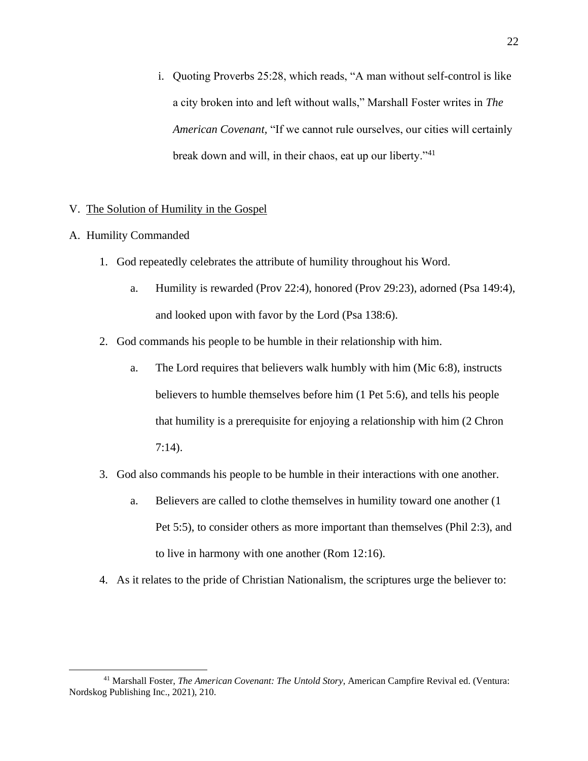i. Quoting Proverbs 25:28, which reads, "A man without self-control is like a city broken into and left without walls," Marshall Foster writes in *The American Covenant,* "If we cannot rule ourselves, our cities will certainly break down and will, in their chaos, eat up our liberty."[41]

V. <u>The Solution of Humility in the Gospel</u>

A. Humility Commanded

1. God repeatedly celebrates the attribute of humility throughout his Word.
   a. Humility is rewarded (Prov 22:4), honored (Prov 29:23), adorned (Psa 149:4), and looked upon with favor by the Lord (Psa 138:6).
2. God commands his people to be humble in their relationship with him.
   a. The Lord requires that believers walk humbly with him (Mic 6:8), instructs believers to humble themselves before him (1 Pet 5:6), and tells his people that humility is a prerequisite for enjoying a relationship with him (2 Chron 7:14).
3. God also commands his people to be humble in their interactions with one another.
   a. Believers are called to clothe themselves in humility toward one another (1 Pet 5:5), to consider others as more important than themselves (Phil 2:3), and to live in harmony with one another (Rom 12:16).
4. As it relates to the pride of Christian Nationalism, the scriptures urge the believer to:

---

[41] Marshall Foster, *The American Covenant: The Untold Story,* American Campfire Revival ed. (Ventura: Nordskog Publishing Inc., 2021), 210.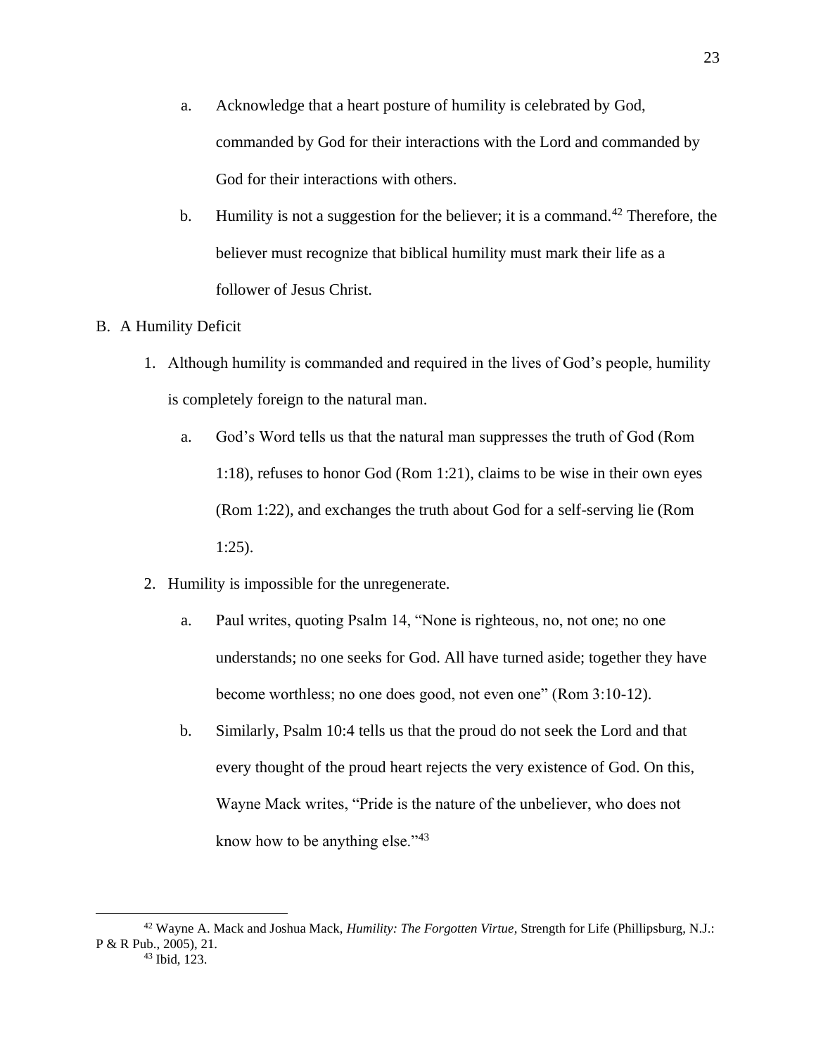a. Acknowledge that a heart posture of humility is celebrated by God, commanded by God for their interactions with the Lord and commanded by God for their interactions with others.

b. Humility is not a suggestion for the believer; it is a command.[42] Therefore, the believer must recognize that biblical humility must mark their life as a follower of Jesus Christ.

B. A Humility Deficit

1. Although humility is commanded and required in the lives of God's people, humility is completely foreign to the natural man.

   a. God's Word tells us that the natural man suppresses the truth of God (Rom 1:18), refuses to honor God (Rom 1:21), claims to be wise in their own eyes (Rom 1:22), and exchanges the truth about God for a self-serving lie (Rom 1:25).

2. Humility is impossible for the unregenerate.

   a. Paul writes, quoting Psalm 14, "None is righteous, no, not one; no one understands; no one seeks for God. All have turned aside; together they have become worthless; no one does good, not even one" (Rom 3:10-12).

   b. Similarly, Psalm 10:4 tells us that the proud do not seek the Lord and that every thought of the proud heart rejects the very existence of God. On this, Wayne Mack writes, "Pride is the nature of the unbeliever, who does not know how to be anything else."[43]

---

[42] Wayne A. Mack and Joshua Mack, *Humility: The Forgotten Virtue*, Strength for Life (Phillipsburg, N.J.: P & R Pub., 2005), 21.

[43] Ibid, 123.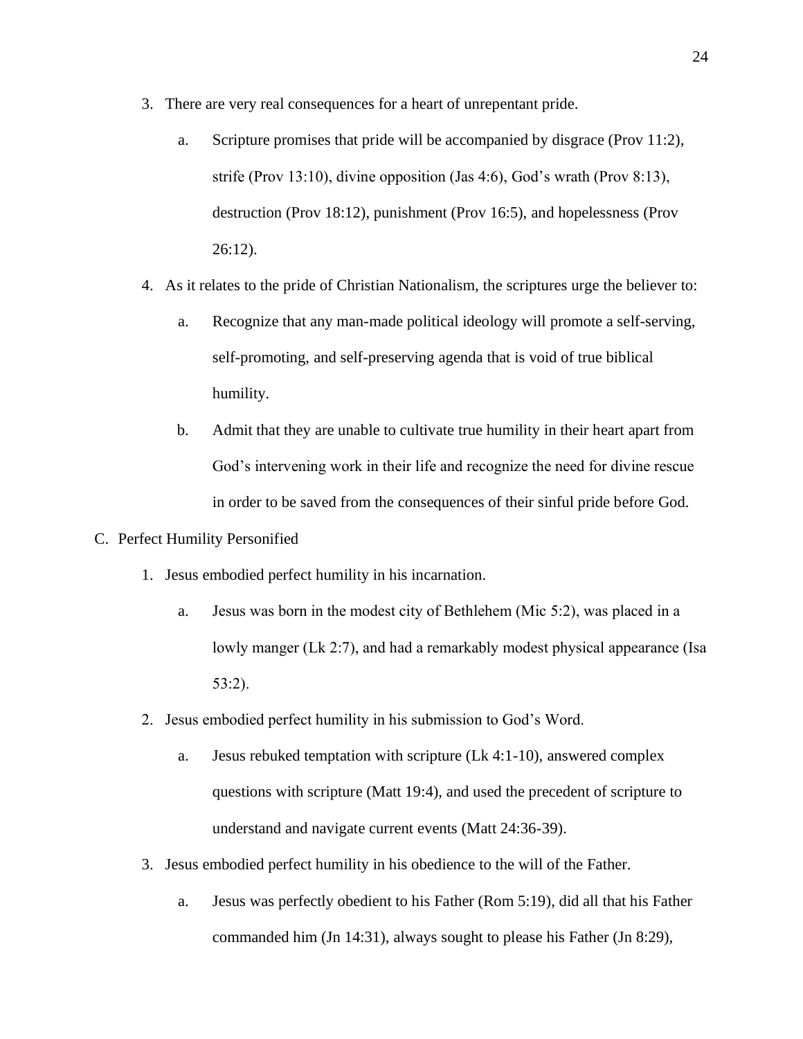3. There are very real consequences for a heart of unrepentant pride.

    a. Scripture promises that pride will be accompanied by disgrace (Prov 11:2), strife (Prov 13:10), divine opposition (Jas 4:6), God's wrath (Prov 8:13), destruction (Prov 18:12), punishment (Prov 16:5), and hopelessness (Prov 26:12).

4. As it relates to the pride of Christian Nationalism, the scriptures urge the believer to:

    a. Recognize that any man-made political ideology will promote a self-serving, self-promoting, and self-preserving agenda that is void of true biblical humility.

    b. Admit that they are unable to cultivate true humility in their heart apart from God's intervening work in their life and recognize the need for divine rescue in order to be saved from the consequences of their sinful pride before God.

C. Perfect Humility Personified

1. Jesus embodied perfect humility in his incarnation.

    a. Jesus was born in the modest city of Bethlehem (Mic 5:2), was placed in a lowly manger (Lk 2:7), and had a remarkably modest physical appearance (Isa 53:2).

2. Jesus embodied perfect humility in his submission to God's Word.

    a. Jesus rebuked temptation with scripture (Lk 4:1-10), answered complex questions with scripture (Matt 19:4), and used the precedent of scripture to understand and navigate current events (Matt 24:36-39).

3. Jesus embodied perfect humility in his obedience to the will of the Father.

    a. Jesus was perfectly obedient to his Father (Rom 5:19), did all that his Father commanded him (Jn 14:31), always sought to please his Father (Jn 8:29),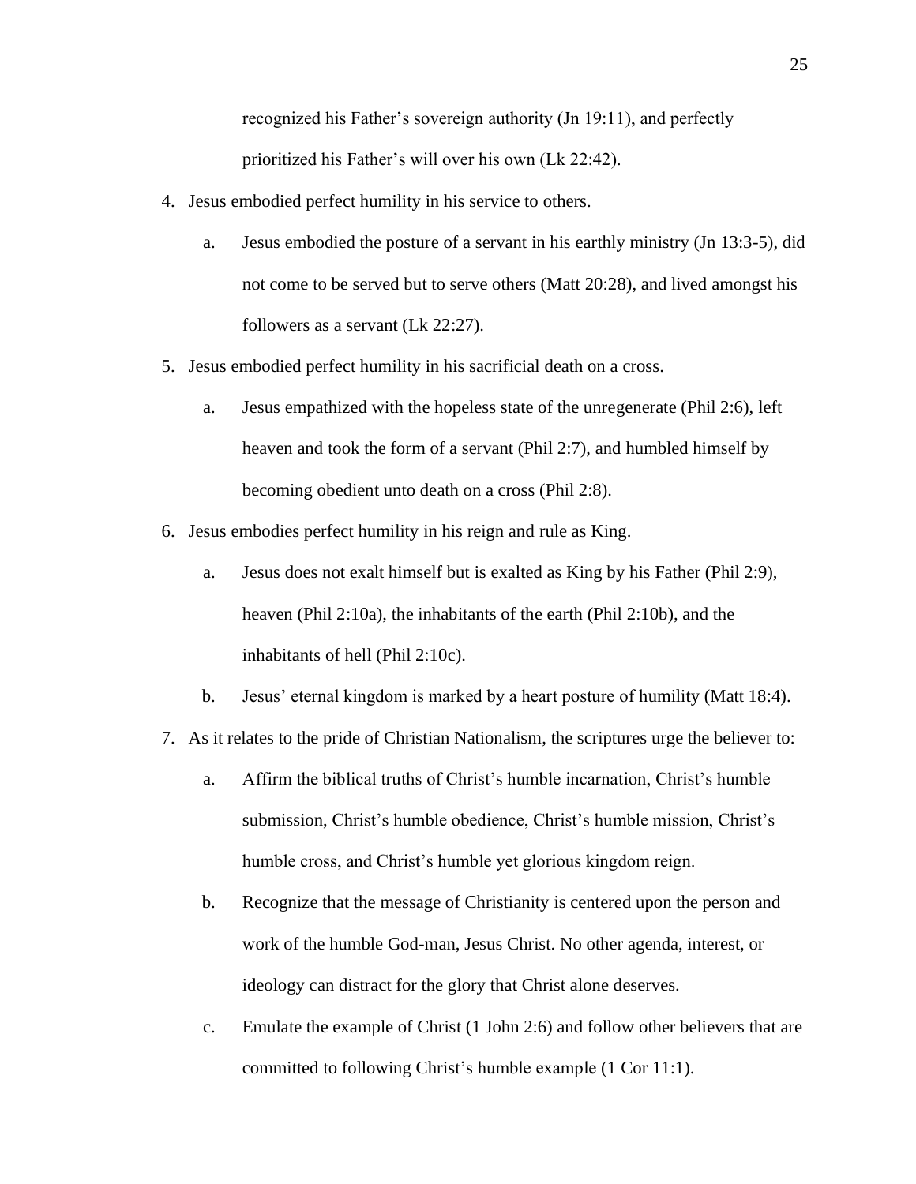recognized his Father's sovereign authority (Jn 19:11), and perfectly prioritized his Father's will over his own (Lk 22:42).

4. Jesus embodied perfect humility in his service to others.
   a. Jesus embodied the posture of a servant in his earthly ministry (Jn 13:3-5), did not come to be served but to serve others (Matt 20:28), and lived amongst his followers as a servant (Lk 22:27).
5. Jesus embodied perfect humility in his sacrificial death on a cross.
   a. Jesus empathized with the hopeless state of the unregenerate (Phil 2:6), left heaven and took the form of a servant (Phil 2:7), and humbled himself by becoming obedient unto death on a cross (Phil 2:8).
6. Jesus embodies perfect humility in his reign and rule as King.
   a. Jesus does not exalt himself but is exalted as King by his Father (Phil 2:9), heaven (Phil 2:10a), the inhabitants of the earth (Phil 2:10b), and the inhabitants of hell (Phil 2:10c).
   b. Jesus' eternal kingdom is marked by a heart posture of humility (Matt 18:4).
7. As it relates to the pride of Christian Nationalism, the scriptures urge the believer to:
   a. Affirm the biblical truths of Christ's humble incarnation, Christ's humble submission, Christ's humble obedience, Christ's humble mission, Christ's humble cross, and Christ's humble yet glorious kingdom reign.
   b. Recognize that the message of Christianity is centered upon the person and work of the humble God-man, Jesus Christ. No other agenda, interest, or ideology can distract for the glory that Christ alone deserves.
   c. Emulate the example of Christ (1 John 2:6) and follow other believers that are committed to following Christ's humble example (1 Cor 11:1).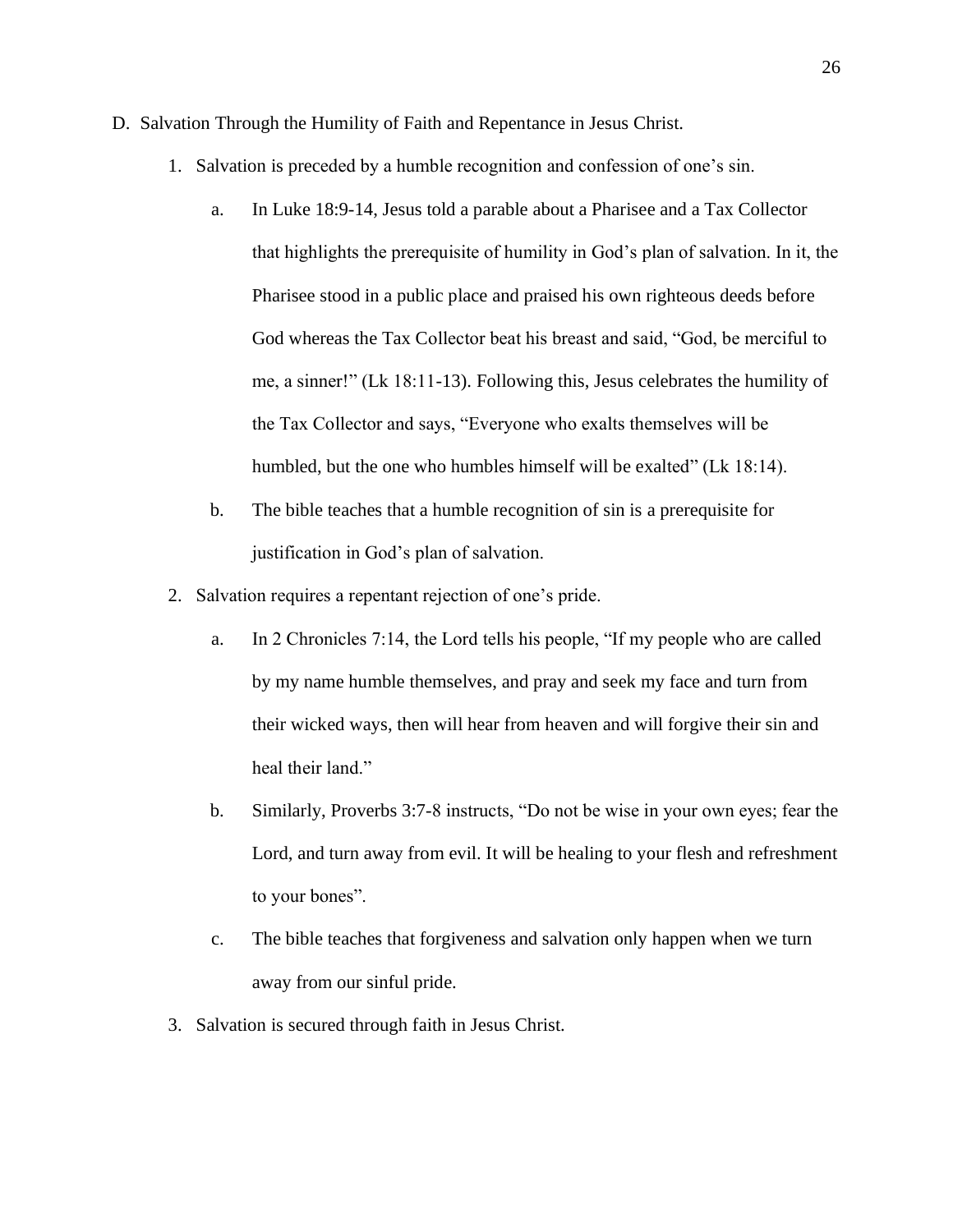D. Salvation Through the Humility of Faith and Repentance in Jesus Christ.

1. Salvation is preceded by a humble recognition and confession of one's sin.

   a. In Luke 18:9-14, Jesus told a parable about a Pharisee and a Tax Collector that highlights the prerequisite of humility in God's plan of salvation. In it, the Pharisee stood in a public place and praised his own righteous deeds before God whereas the Tax Collector beat his breast and said, "God, be merciful to me, a sinner!" (Lk 18:11-13). Following this, Jesus celebrates the humility of the Tax Collector and says, "Everyone who exalts themselves will be humbled, but the one who humbles himself will be exalted" (Lk 18:14).

   b. The bible teaches that a humble recognition of sin is a prerequisite for justification in God's plan of salvation.

2. Salvation requires a repentant rejection of one's pride.

   a. In 2 Chronicles 7:14, the Lord tells his people, "If my people who are called by my name humble themselves, and pray and seek my face and turn from their wicked ways, then will hear from heaven and will forgive their sin and heal their land."

   b. Similarly, Proverbs 3:7-8 instructs, "Do not be wise in your own eyes; fear the Lord, and turn away from evil. It will be healing to your flesh and refreshment to your bones".

   c. The bible teaches that forgiveness and salvation only happen when we turn away from our sinful pride.

3. Salvation is secured through faith in Jesus Christ.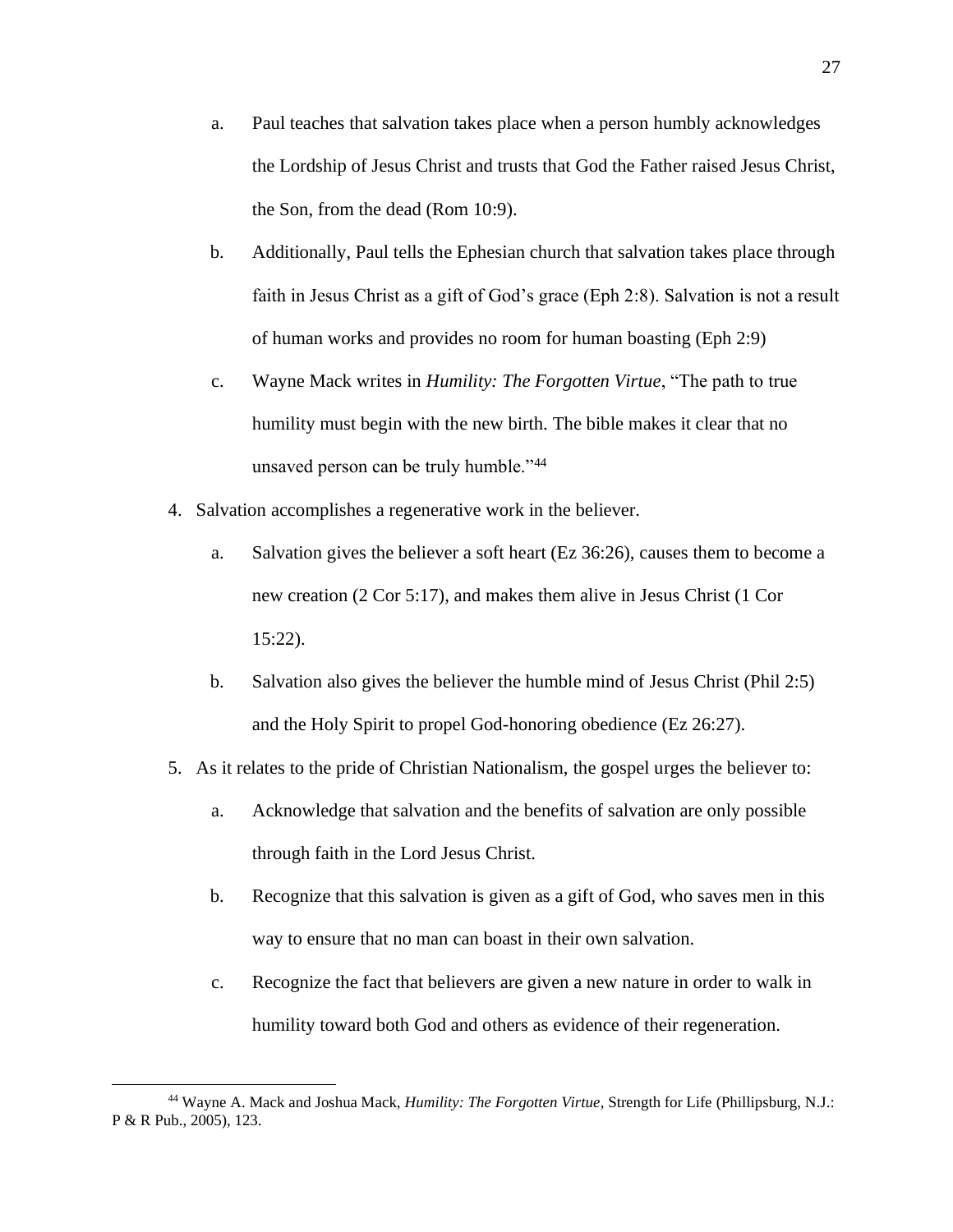a. Paul teaches that salvation takes place when a person humbly acknowledges the Lordship of Jesus Christ and trusts that God the Father raised Jesus Christ, the Son, from the dead (Rom 10:9).

b. Additionally, Paul tells the Ephesian church that salvation takes place through faith in Jesus Christ as a gift of God's grace (Eph 2:8). Salvation is not a result of human works and provides no room for human boasting (Eph 2:9)

c. Wayne Mack writes in *Humility: The Forgotten Virtue*, "The path to true humility must begin with the new birth. The bible makes it clear that no unsaved person can be truly humble."[44]

4. Salvation accomplishes a regenerative work in the believer.

   a. Salvation gives the believer a soft heart (Ez 36:26), causes them to become a new creation (2 Cor 5:17), and makes them alive in Jesus Christ (1 Cor 15:22).

   b. Salvation also gives the believer the humble mind of Jesus Christ (Phil 2:5) and the Holy Spirit to propel God-honoring obedience (Ez 26:27).

5. As it relates to the pride of Christian Nationalism, the gospel urges the believer to:

   a. Acknowledge that salvation and the benefits of salvation are only possible through faith in the Lord Jesus Christ.

   b. Recognize that this salvation is given as a gift of God, who saves men in this way to ensure that no man can boast in their own salvation.

   c. Recognize the fact that believers are given a new nature in order to walk in humility toward both God and others as evidence of their regeneration.

---

[44] Wayne A. Mack and Joshua Mack, *Humility: The Forgotten Virtue*, Strength for Life (Phillipsburg, N.J.: P & R Pub., 2005), 123.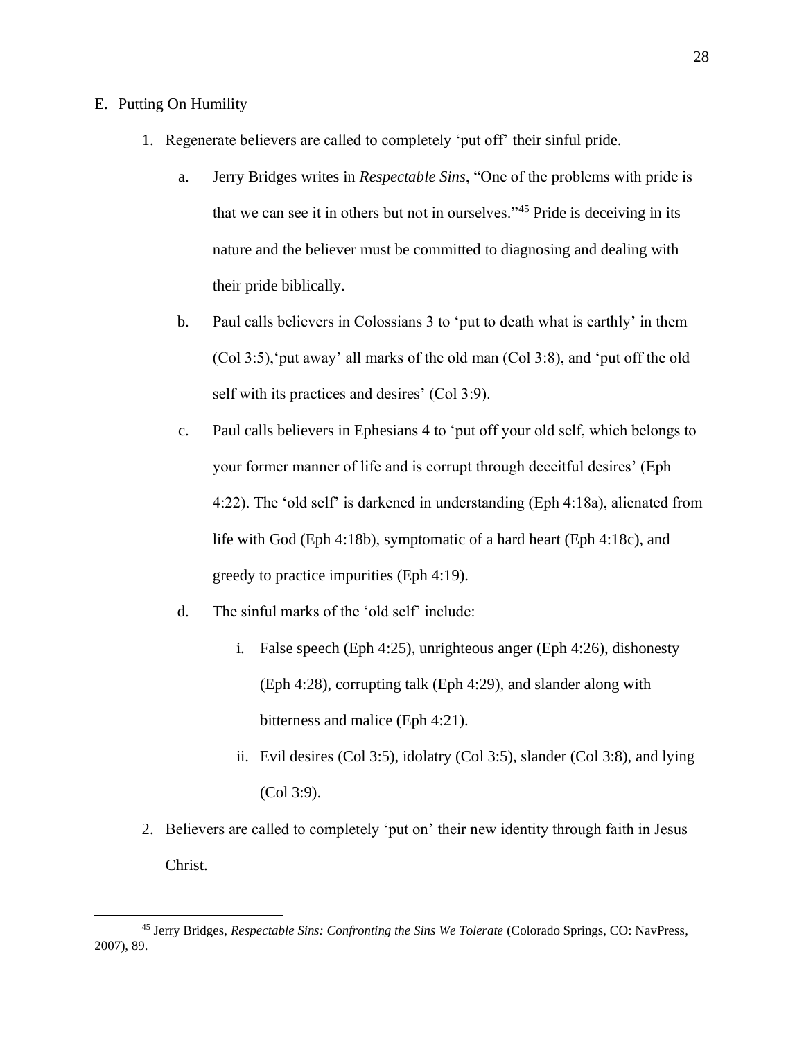E. Putting On Humility

1. Regenerate believers are called to completely 'put off' their sinful pride.

    a. Jerry Bridges writes in *Respectable Sins*, "One of the problems with pride is that we can see it in others but not in ourselves."[45] Pride is deceiving in its nature and the believer must be committed to diagnosing and dealing with their pride biblically.

    b. Paul calls believers in Colossians 3 to 'put to death what is earthly' in them (Col 3:5),'put away' all marks of the old man (Col 3:8), and 'put off the old self with its practices and desires' (Col 3:9).

    c. Paul calls believers in Ephesians 4 to 'put off your old self, which belongs to your former manner of life and is corrupt through deceitful desires' (Eph 4:22). The 'old self' is darkened in understanding (Eph 4:18a), alienated from life with God (Eph 4:18b), symptomatic of a hard heart (Eph 4:18c), and greedy to practice impurities (Eph 4:19).

    d. The sinful marks of the 'old self' include:

        i. False speech (Eph 4:25), unrighteous anger (Eph 4:26), dishonesty (Eph 4:28), corrupting talk (Eph 4:29), and slander along with bitterness and malice (Eph 4:21).

        ii. Evil desires (Col 3:5), idolatry (Col 3:5), slander (Col 3:8), and lying (Col 3:9).

2. Believers are called to completely 'put on' their new identity through faith in Jesus Christ.

---

[45] Jerry Bridges, *Respectable Sins: Confronting the Sins We Tolerate* (Colorado Springs, CO: NavPress, 2007), 89.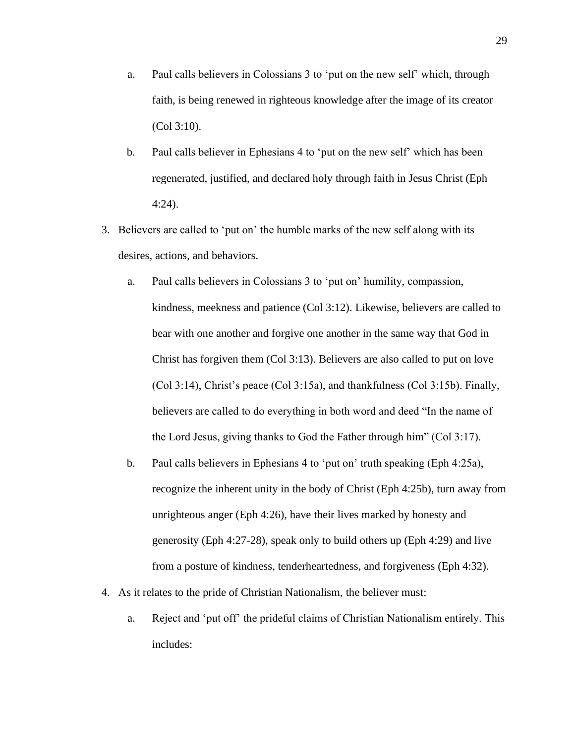a. Paul calls believers in Colossians 3 to 'put on the new self' which, through faith, is being renewed in righteous knowledge after the image of its creator (Col 3:10).
   b. Paul calls believer in Ephesians 4 to 'put on the new self' which has been regenerated, justified, and declared holy through faith in Jesus Christ (Eph 4:24).
3. Believers are called to 'put on' the humble marks of the new self along with its desires, actions, and behaviors.
   a. Paul calls believers in Colossians 3 to 'put on' humility, compassion, kindness, meekness and patience (Col 3:12). Likewise, believers are called to bear with one another and forgive one another in the same way that God in Christ has forgiven them (Col 3:13). Believers are also called to put on love (Col 3:14), Christ's peace (Col 3:15a), and thankfulness (Col 3:15b). Finally, believers are called to do everything in both word and deed "In the name of the Lord Jesus, giving thanks to God the Father through him" (Col 3:17).
   b. Paul calls believers in Ephesians 4 to 'put on' truth speaking (Eph 4:25a), recognize the inherent unity in the body of Christ (Eph 4:25b), turn away from unrighteous anger (Eph 4:26), have their lives marked by honesty and generosity (Eph 4:27-28), speak only to build others up (Eph 4:29) and live from a posture of kindness, tenderheartedness, and forgiveness (Eph 4:32).
4. As it relates to the pride of Christian Nationalism, the believer must:
   a. Reject and 'put off' the prideful claims of Christian Nationalism entirely. This includes: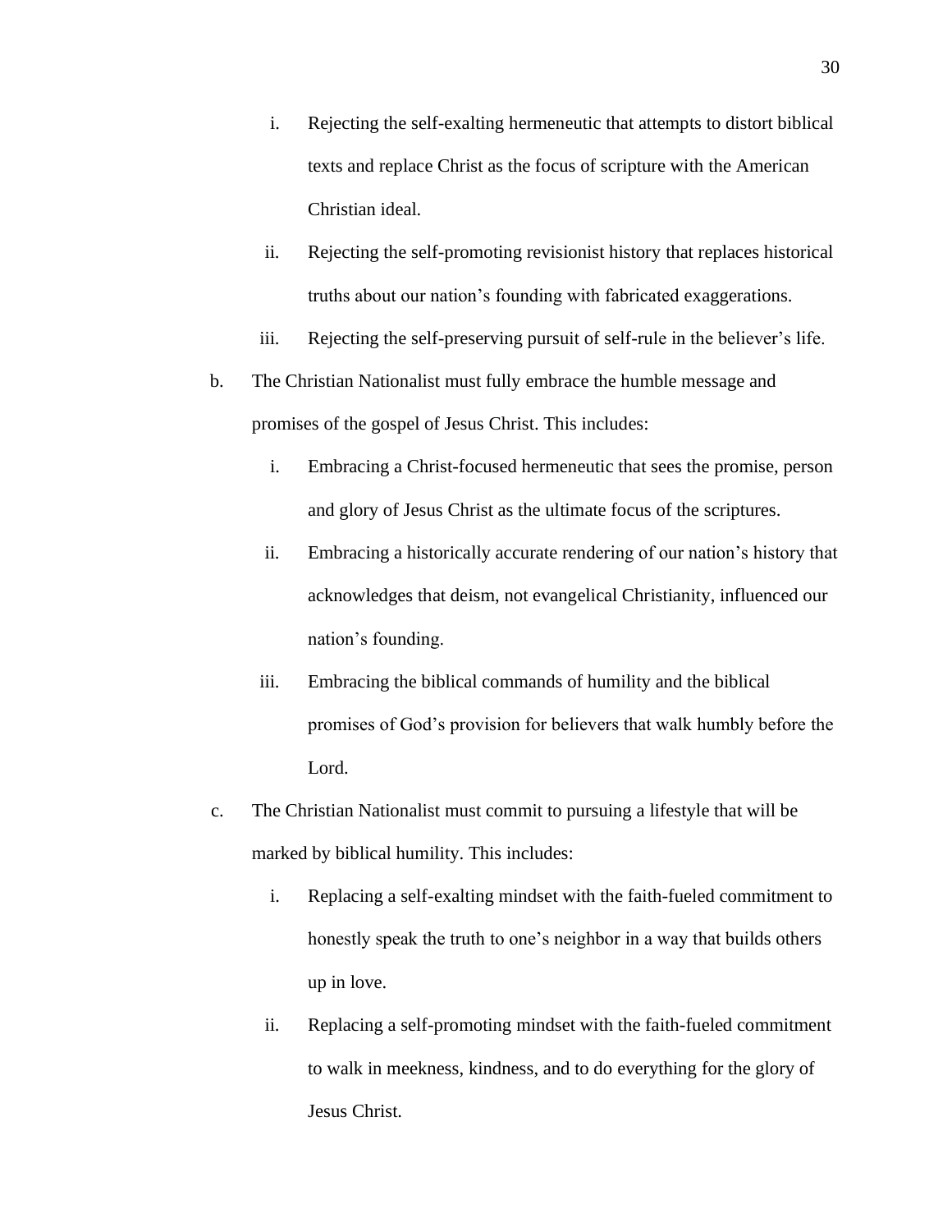i. Rejecting the self-exalting hermeneutic that attempts to distort biblical texts and replace Christ as the focus of scripture with the American Christian ideal.
   ii. Rejecting the self-promoting revisionist history that replaces historical truths about our nation's founding with fabricated exaggerations.
   iii. Rejecting the self-preserving pursuit of self-rule in the believer's life.

b. The Christian Nationalist must fully embrace the humble message and promises of the gospel of Jesus Christ. This includes:
   i. Embracing a Christ-focused hermeneutic that sees the promise, person and glory of Jesus Christ as the ultimate focus of the scriptures.
   ii. Embracing a historically accurate rendering of our nation's history that acknowledges that deism, not evangelical Christianity, influenced our nation's founding.
   iii. Embracing the biblical commands of humility and the biblical promises of God's provision for believers that walk humbly before the Lord.

c. The Christian Nationalist must commit to pursuing a lifestyle that will be marked by biblical humility. This includes:
   i. Replacing a self-exalting mindset with the faith-fueled commitment to honestly speak the truth to one's neighbor in a way that builds others up in love.
   ii. Replacing a self-promoting mindset with the faith-fueled commitment to walk in meekness, kindness, and to do everything for the glory of Jesus Christ.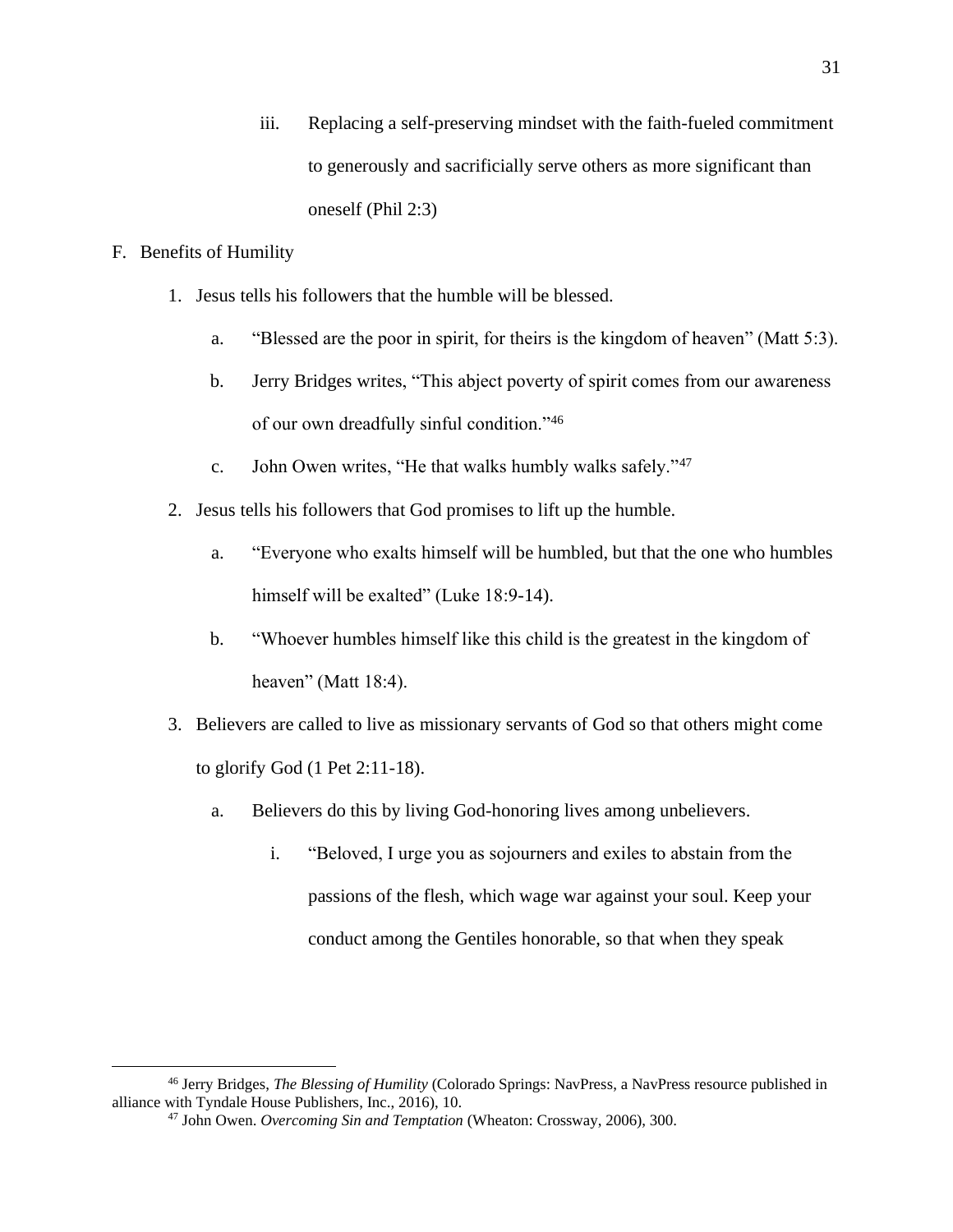iii. Replacing a self-preserving mindset with the faith-fueled commitment to generously and sacrificially serve others as more significant than oneself (Phil 2:3)

F. Benefits of Humility

1. Jesus tells his followers that the humble will be blessed.
   a. "Blessed are the poor in spirit, for theirs is the kingdom of heaven" (Matt 5:3).
   b. Jerry Bridges writes, "This abject poverty of spirit comes from our awareness of our own dreadfully sinful condition."[46]
   c. John Owen writes, "He that walks humbly walks safely."[47]
2. Jesus tells his followers that God promises to lift up the humble.
   a. "Everyone who exalts himself will be humbled, but that the one who humbles himself will be exalted" (Luke 18:9-14).
   b. "Whoever humbles himself like this child is the greatest in the kingdom of heaven" (Matt 18:4).
3. Believers are called to live as missionary servants of God so that others might come to glorify God (1 Pet 2:11-18).
   a. Believers do this by living God-honoring lives among unbelievers.
      i. "Beloved, I urge you as sojourners and exiles to abstain from the passions of the flesh, which wage war against your soul. Keep your conduct among the Gentiles honorable, so that when they speak

---

[46] Jerry Bridges, *The Blessing of Humility* (Colorado Springs: NavPress, a NavPress resource published in alliance with Tyndale House Publishers, Inc., 2016), 10.

[47] John Owen. *Overcoming Sin and Temptation* (Wheaton: Crossway, 2006), 300.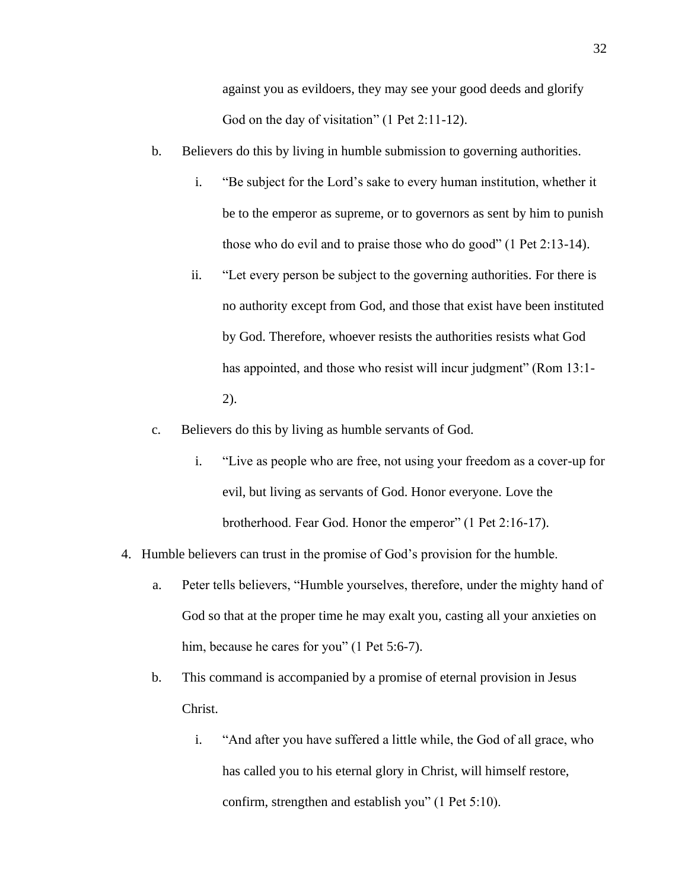against you as evildoers, they may see your good deeds and glorify God on the day of visitation" (1 Pet 2:11-12).

   b. Believers do this by living in humble submission to governing authorities.

      i. "Be subject for the Lord's sake to every human institution, whether it be to the emperor as supreme, or to governors as sent by him to punish those who do evil and to praise those who do good" (1 Pet 2:13-14).

      ii. "Let every person be subject to the governing authorities. For there is no authority except from God, and those that exist have been instituted by God. Therefore, whoever resists the authorities resists what God has appointed, and those who resist will incur judgment" (Rom 13:1-2).

   c. Believers do this by living as humble servants of God.

      i. "Live as people who are free, not using your freedom as a cover-up for evil, but living as servants of God. Honor everyone. Love the brotherhood. Fear God. Honor the emperor" (1 Pet 2:16-17).

4. Humble believers can trust in the promise of God's provision for the humble.

   a. Peter tells believers, "Humble yourselves, therefore, under the mighty hand of God so that at the proper time he may exalt you, casting all your anxieties on him, because he cares for you" (1 Pet 5:6-7).

   b. This command is accompanied by a promise of eternal provision in Jesus Christ.

      i. "And after you have suffered a little while, the God of all grace, who has called you to his eternal glory in Christ, will himself restore, confirm, strengthen and establish you" (1 Pet 5:10).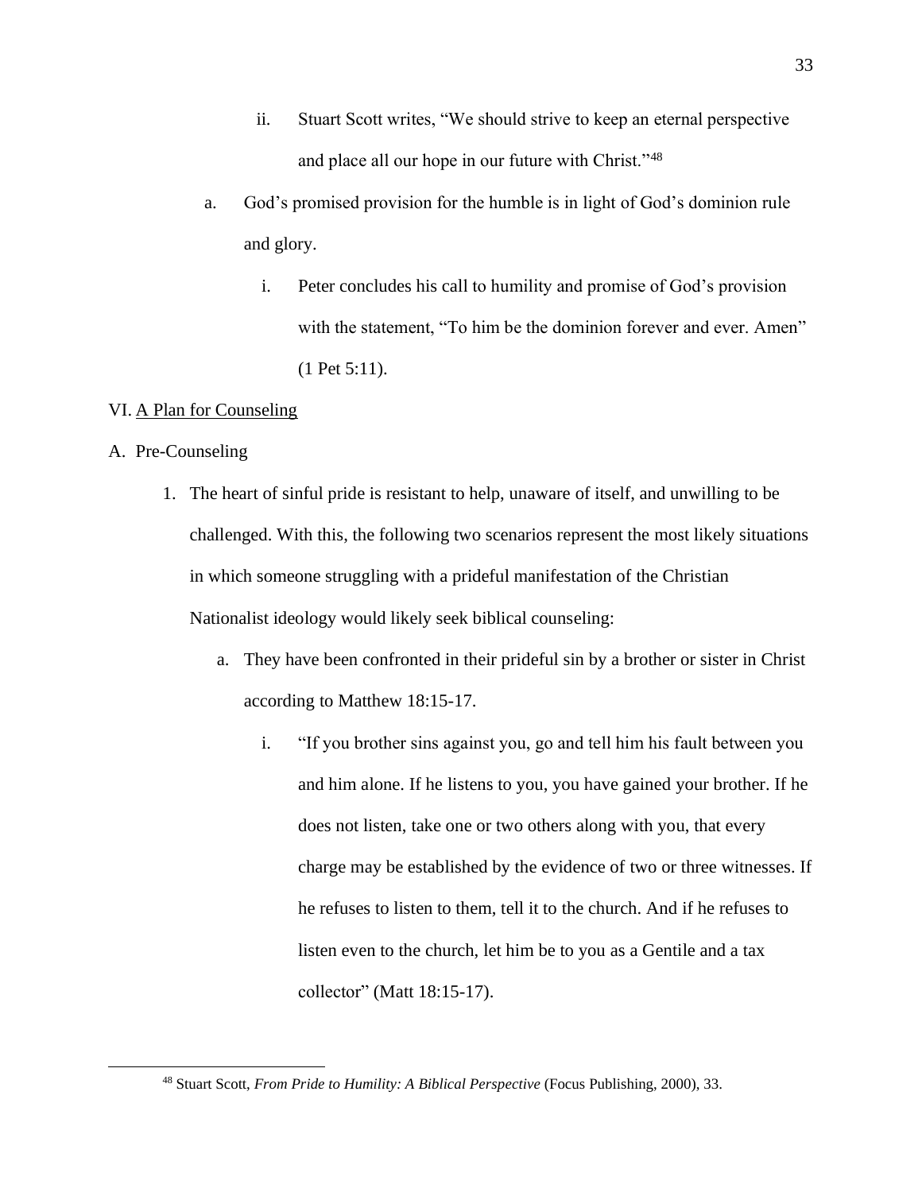ii. Stuart Scott writes, "We should strive to keep an eternal perspective and place all our hope in our future with Christ."[48]

a. God's promised provision for the humble is in light of God's dominion rule and glory.

   i. Peter concludes his call to humility and promise of God's provision with the statement, "To him be the dominion forever and ever. Amen" (1 Pet 5:11).

VI. <u>A Plan for Counseling</u>

A. Pre-Counseling

1. The heart of sinful pride is resistant to help, unaware of itself, and unwilling to be challenged. With this, the following two scenarios represent the most likely situations in which someone struggling with a prideful manifestation of the Christian Nationalist ideology would likely seek biblical counseling:

   a. They have been confronted in their prideful sin by a brother or sister in Christ according to Matthew 18:15-17.

      i. "If you brother sins against you, go and tell him his fault between you and him alone. If he listens to you, you have gained your brother. If he does not listen, take one or two others along with you, that every charge may be established by the evidence of two or three witnesses. If he refuses to listen to them, tell it to the church. And if he refuses to listen even to the church, let him be to you as a Gentile and a tax collector" (Matt 18:15-17).

---

[48] Stuart Scott, *From Pride to Humility: A Biblical Perspective* (Focus Publishing, 2000), 33.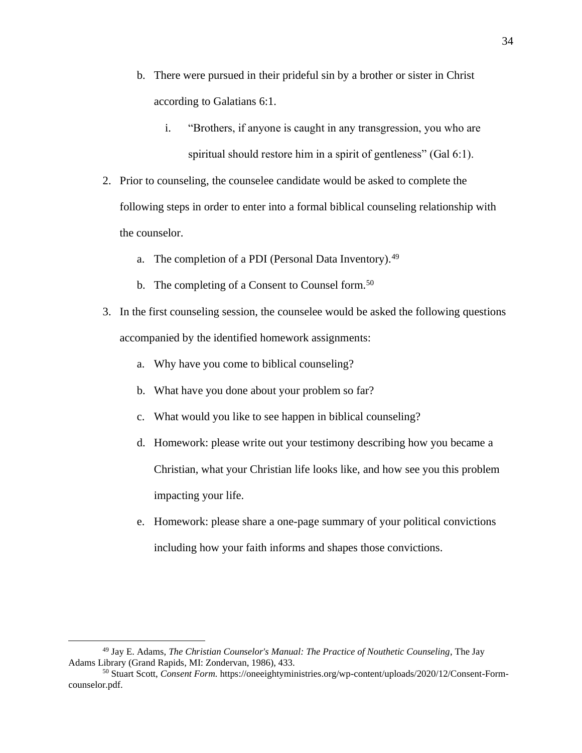b. There were pursued in their prideful sin by a brother or sister in Christ according to Galatians 6:1.

      i. "Brothers, if anyone is caught in any transgression, you who are spiritual should restore him in a spirit of gentleness" (Gal 6:1).

2. Prior to counseling, the counselee candidate would be asked to complete the following steps in order to enter into a formal biblical counseling relationship with the counselor.

   a. The completion of a PDI (Personal Data Inventory).[49]

   b. The completing of a Consent to Counsel form.[50]

3. In the first counseling session, the counselee would be asked the following questions accompanied by the identified homework assignments:

   a. Why have you come to biblical counseling?

   b. What have you done about your problem so far?

   c. What would you like to see happen in biblical counseling?

   d. Homework: please write out your testimony describing how you became a Christian, what your Christian life looks like, and how see you this problem impacting your life.

   e. Homework: please share a one-page summary of your political convictions including how your faith informs and shapes those convictions.

---

[49] Jay E. Adams, *The Christian Counselor's Manual: The Practice of Nouthetic Counseling*, The Jay Adams Library (Grand Rapids, MI: Zondervan, 1986), 433.

[50] Stuart Scott, *Consent Form.* https://oneeightyministries.org/wp-content/uploads/2020/12/Consent-Form-counselor.pdf.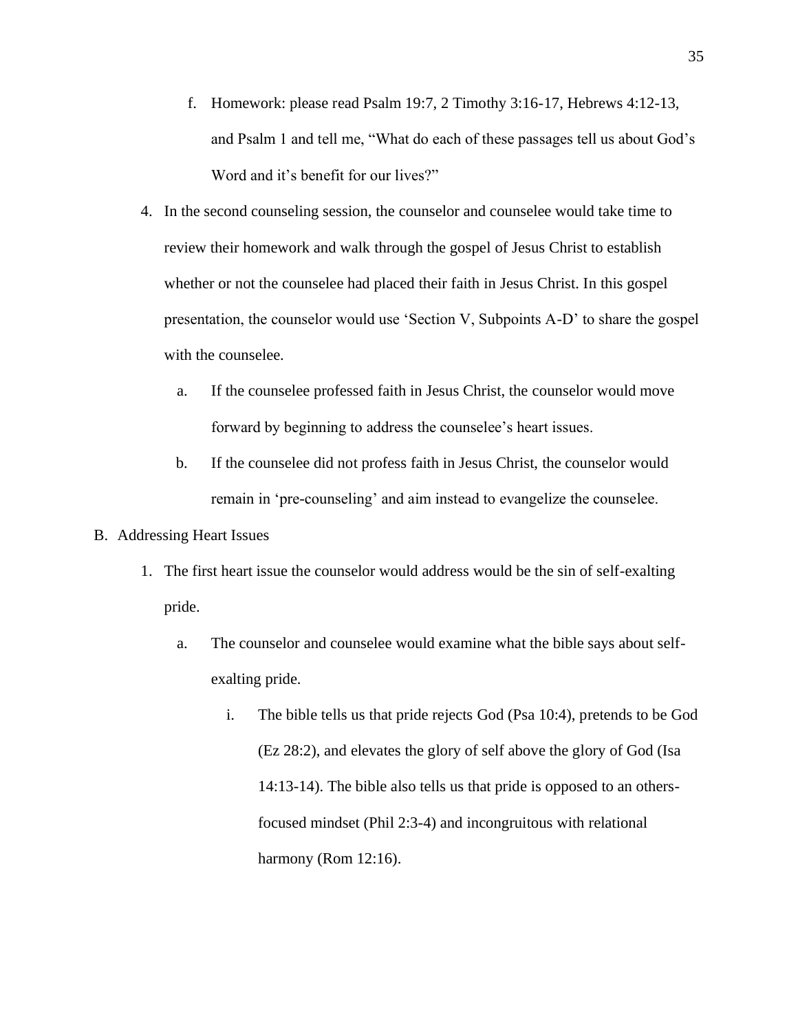f. Homework: please read Psalm 19:7, 2 Timothy 3:16-17, Hebrews 4:12-13, and Psalm 1 and tell me, "What do each of these passages tell us about God's Word and it's benefit for our lives?"

4. In the second counseling session, the counselor and counselee would take time to review their homework and walk through the gospel of Jesus Christ to establish whether or not the counselee had placed their faith in Jesus Christ. In this gospel presentation, the counselor would use 'Section V, Subpoints A-D' to share the gospel with the counselee.
   a. If the counselee professed faith in Jesus Christ, the counselor would move forward by beginning to address the counselee's heart issues.
   b. If the counselee did not profess faith in Jesus Christ, the counselor would remain in 'pre-counseling' and aim instead to evangelize the counselee.

B. Addressing Heart Issues

1. The first heart issue the counselor would address would be the sin of self-exalting pride.
   a. The counselor and counselee would examine what the bible says about self-exalting pride.
      i. The bible tells us that pride rejects God (Psa 10:4), pretends to be God (Ez 28:2), and elevates the glory of self above the glory of God (Isa 14:13-14). The bible also tells us that pride is opposed to an others-focused mindset (Phil 2:3-4) and incongruitous with relational harmony (Rom 12:16).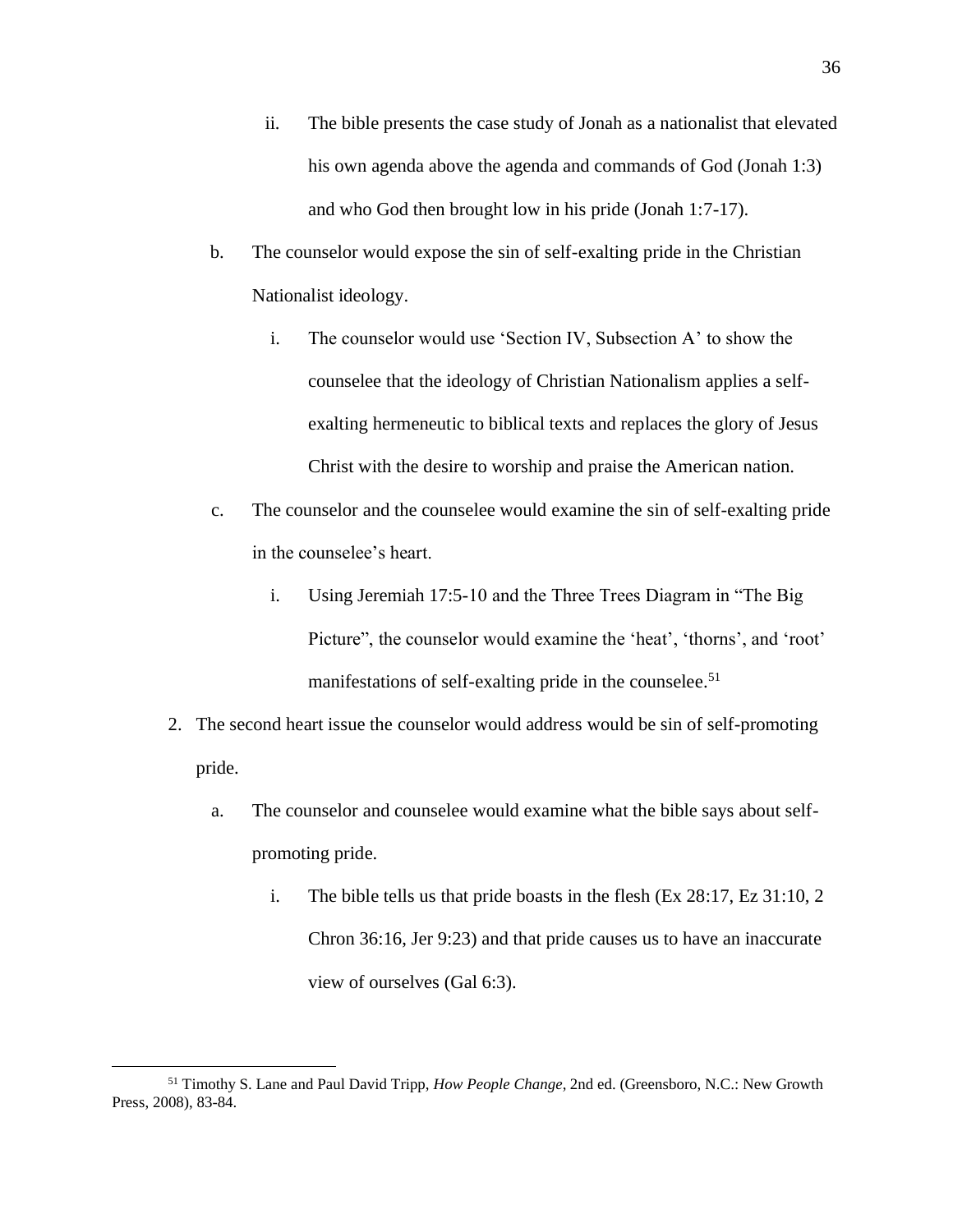ii. The bible presents the case study of Jonah as a nationalist that elevated his own agenda above the agenda and commands of God (Jonah 1:3) and who God then brought low in his pride (Jonah 1:7-17).

b. The counselor would expose the sin of self-exalting pride in the Christian Nationalist ideology.

   i. The counselor would use 'Section IV, Subsection A' to show the counselee that the ideology of Christian Nationalism applies a self-exalting hermeneutic to biblical texts and replaces the glory of Jesus Christ with the desire to worship and praise the American nation.

c. The counselor and the counselee would examine the sin of self-exalting pride in the counselee's heart.

   i. Using Jeremiah 17:5-10 and the Three Trees Diagram in "The Big Picture", the counselor would examine the 'heat', 'thorns', and 'root' manifestations of self-exalting pride in the counselee.[51]

2. The second heart issue the counselor would address would be sin of self-promoting pride.

   a. The counselor and counselee would examine what the bible says about self-promoting pride.

      i. The bible tells us that pride boasts in the flesh (Ex 28:17, Ez 31:10, 2 Chron 36:16, Jer 9:23) and that pride causes us to have an inaccurate view of ourselves (Gal 6:3).

---

[51] Timothy S. Lane and Paul David Tripp, *How People Change*, 2nd ed. (Greensboro, N.C.: New Growth Press, 2008), 83-84.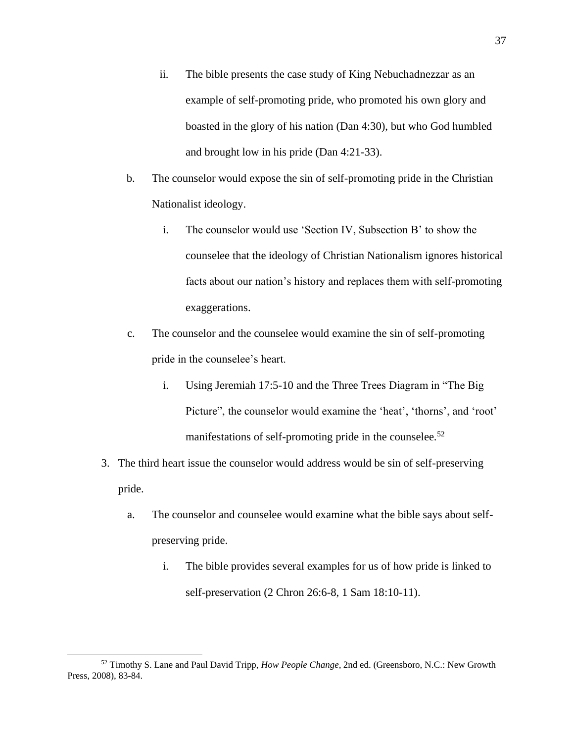ii. The bible presents the case study of King Nebuchadnezzar as an example of self-promoting pride, who promoted his own glory and boasted in the glory of his nation (Dan 4:30), but who God humbled and brought low in his pride (Dan 4:21-33).

b. The counselor would expose the sin of self-promoting pride in the Christian Nationalist ideology.

   i. The counselor would use 'Section IV, Subsection B' to show the counselee that the ideology of Christian Nationalism ignores historical facts about our nation's history and replaces them with self-promoting exaggerations.

c. The counselor and the counselee would examine the sin of self-promoting pride in the counselee's heart.

   i. Using Jeremiah 17:5-10 and the Three Trees Diagram in "The Big Picture", the counselor would examine the 'heat', 'thorns', and 'root' manifestations of self-promoting pride in the counselee.[52]

3. The third heart issue the counselor would address would be sin of self-preserving pride.

   a. The counselor and counselee would examine what the bible says about self-preserving pride.

      i. The bible provides several examples for us of how pride is linked to self-preservation (2 Chron 26:6-8, 1 Sam 18:10-11).

---

[52] Timothy S. Lane and Paul David Tripp, *How People Change*, 2nd ed. (Greensboro, N.C.: New Growth Press, 2008), 83-84.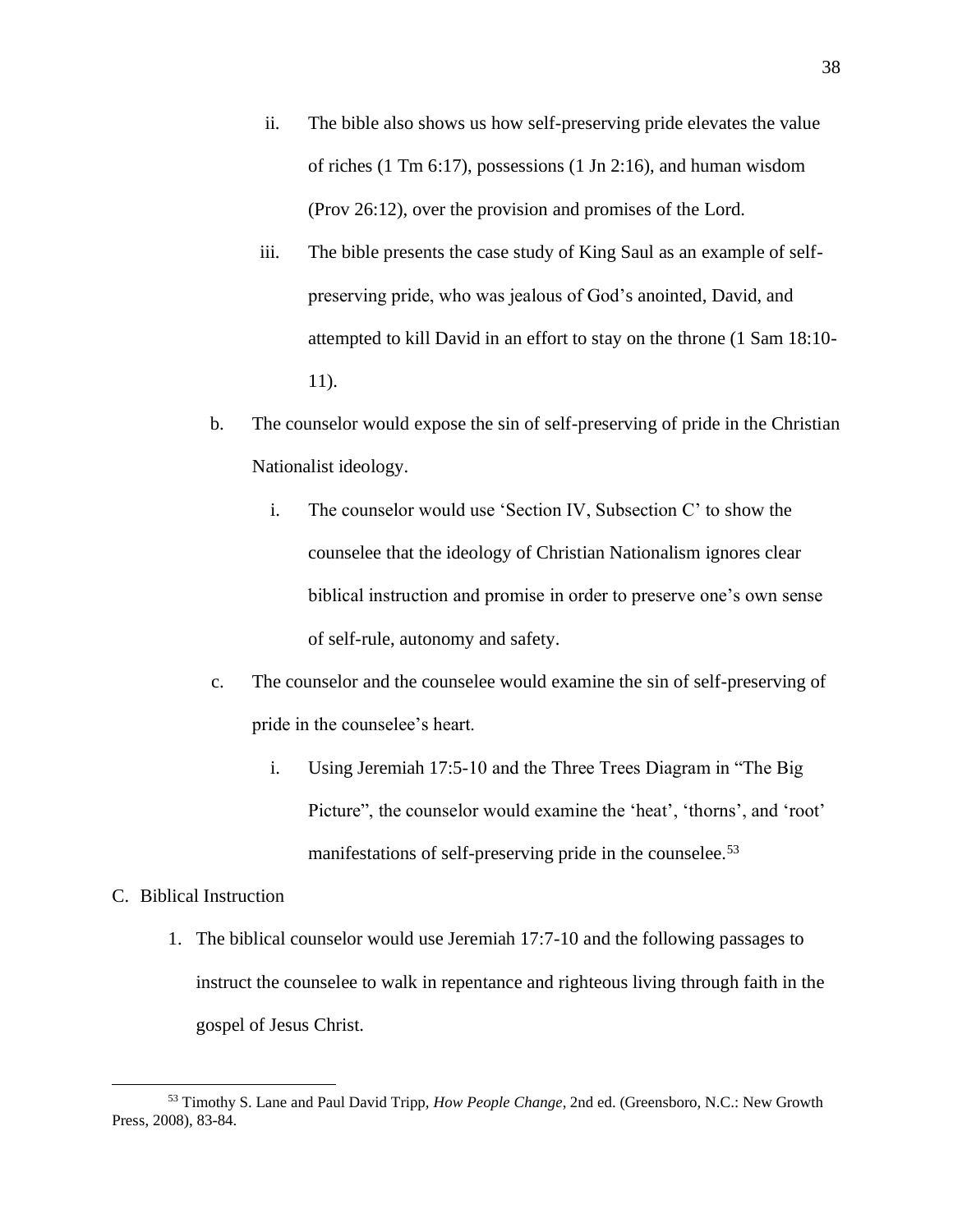ii. The bible also shows us how self-preserving pride elevates the value of riches (1 Tm 6:17), possessions (1 Jn 2:16), and human wisdom (Prov 26:12), over the provision and promises of the Lord.

   iii. The bible presents the case study of King Saul as an example of self-preserving pride, who was jealous of God's anointed, David, and attempted to kill David in an effort to stay on the throne (1 Sam 18:10-11).

b. The counselor would expose the sin of self-preserving of pride in the Christian Nationalist ideology.

   i. The counselor would use 'Section IV, Subsection C' to show the counselee that the ideology of Christian Nationalism ignores clear biblical instruction and promise in order to preserve one's own sense of self-rule, autonomy and safety.

c. The counselor and the counselee would examine the sin of self-preserving of pride in the counselee's heart.

   i. Using Jeremiah 17:5-10 and the Three Trees Diagram in "The Big Picture", the counselor would examine the 'heat', 'thorns', and 'root' manifestations of self-preserving pride in the counselee.[53]

C. Biblical Instruction

1. The biblical counselor would use Jeremiah 17:7-10 and the following passages to instruct the counselee to walk in repentance and righteous living through faith in the gospel of Jesus Christ.

---

[53] Timothy S. Lane and Paul David Tripp, *How People Change*, 2nd ed. (Greensboro, N.C.: New Growth Press, 2008), 83-84.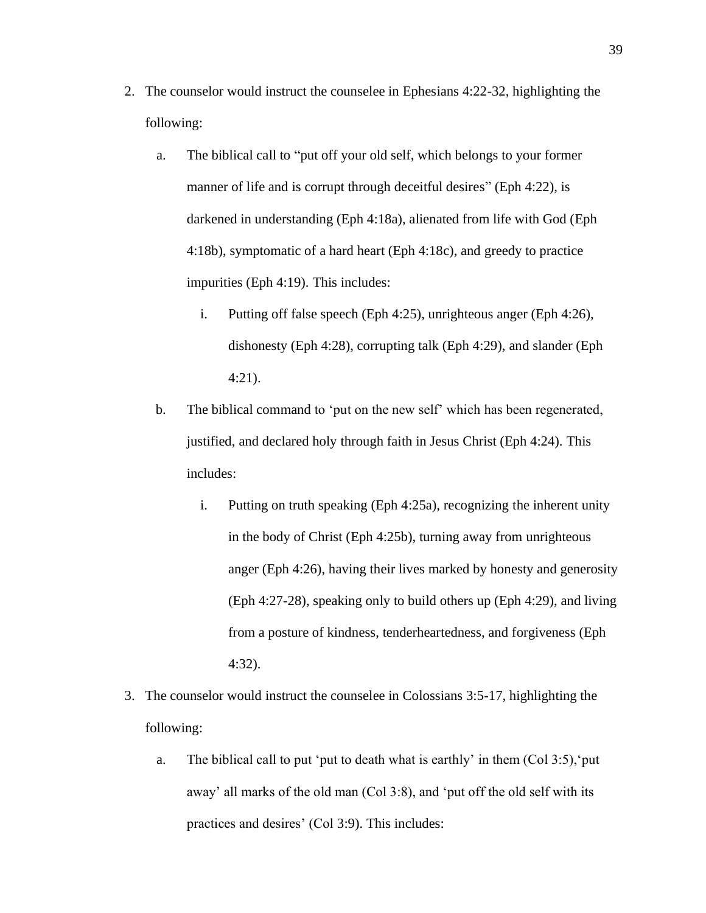2. The counselor would instruct the counselee in Ephesians 4:22-32, highlighting the following:

    a. The biblical call to "put off your old self, which belongs to your former manner of life and is corrupt through deceitful desires" (Eph 4:22), is darkened in understanding (Eph 4:18a), alienated from life with God (Eph 4:18b), symptomatic of a hard heart (Eph 4:18c), and greedy to practice impurities (Eph 4:19). This includes:

        i. Putting off false speech (Eph 4:25), unrighteous anger (Eph 4:26), dishonesty (Eph 4:28), corrupting talk (Eph 4:29), and slander (Eph 4:21).

    b. The biblical command to 'put on the new self' which has been regenerated, justified, and declared holy through faith in Jesus Christ (Eph 4:24). This includes:

        i. Putting on truth speaking (Eph 4:25a), recognizing the inherent unity in the body of Christ (Eph 4:25b), turning away from unrighteous anger (Eph 4:26), having their lives marked by honesty and generosity (Eph 4:27-28), speaking only to build others up (Eph 4:29), and living from a posture of kindness, tenderheartedness, and forgiveness (Eph 4:32).

3. The counselor would instruct the counselee in Colossians 3:5-17, highlighting the following:

    a. The biblical call to put 'put to death what is earthly' in them (Col 3:5),'put away' all marks of the old man (Col 3:8), and 'put off the old self with its practices and desires' (Col 3:9). This includes: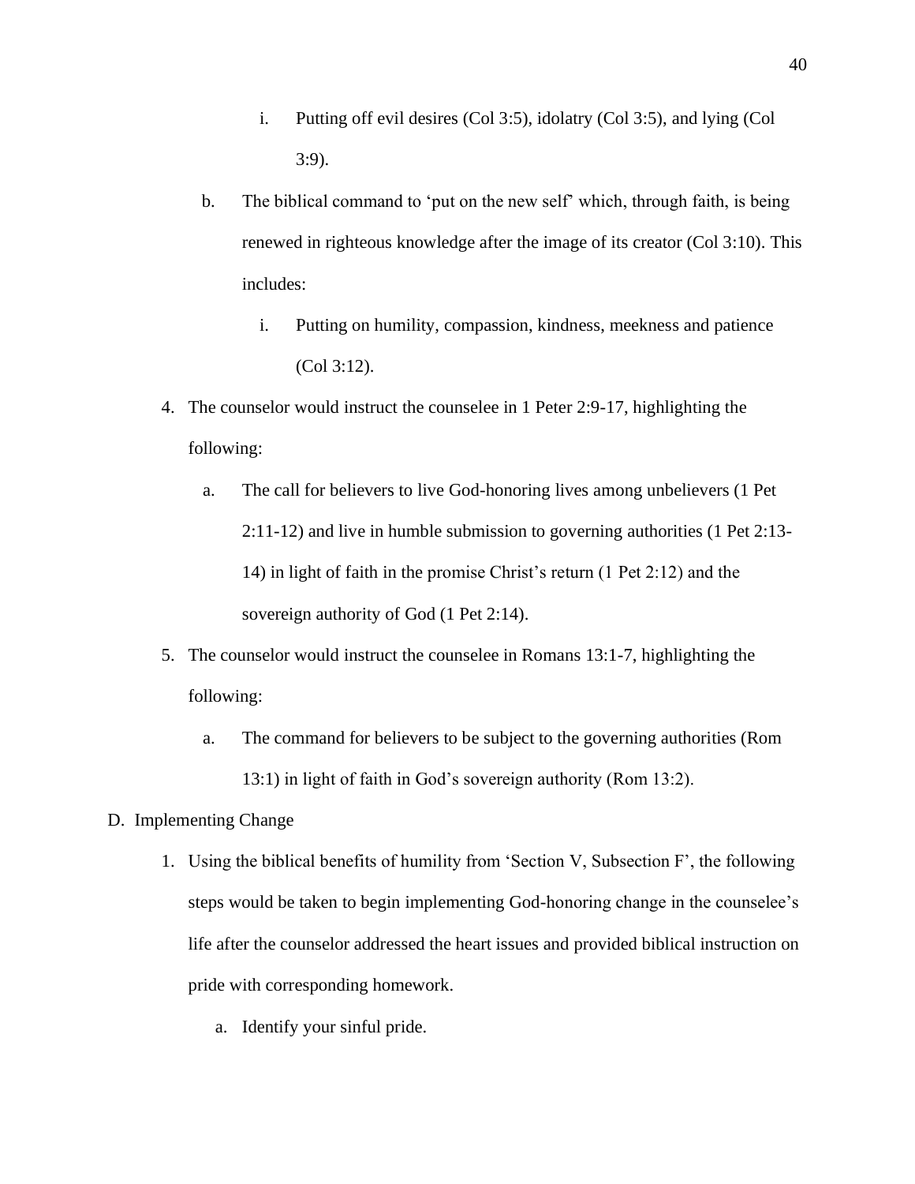i. Putting off evil desires (Col 3:5), idolatry (Col 3:5), and lying (Col 3:9).

    b. The biblical command to 'put on the new self' which, through faith, is being renewed in righteous knowledge after the image of its creator (Col 3:10). This includes:

        i. Putting on humility, compassion, kindness, meekness and patience (Col 3:12).

4. The counselor would instruct the counselee in 1 Peter 2:9-17, highlighting the following:

    a. The call for believers to live God-honoring lives among unbelievers (1 Pet 2:11-12) and live in humble submission to governing authorities (1 Pet 2:13-14) in light of faith in the promise Christ's return (1 Pet 2:12) and the sovereign authority of God (1 Pet 2:14).

5. The counselor would instruct the counselee in Romans 13:1-7, highlighting the following:

    a. The command for believers to be subject to the governing authorities (Rom 13:1) in light of faith in God's sovereign authority (Rom 13:2).

D. Implementing Change

1. Using the biblical benefits of humility from 'Section V, Subsection F', the following steps would be taken to begin implementing God-honoring change in the counselee's life after the counselor addressed the heart issues and provided biblical instruction on pride with corresponding homework.

    a. Identify your sinful pride.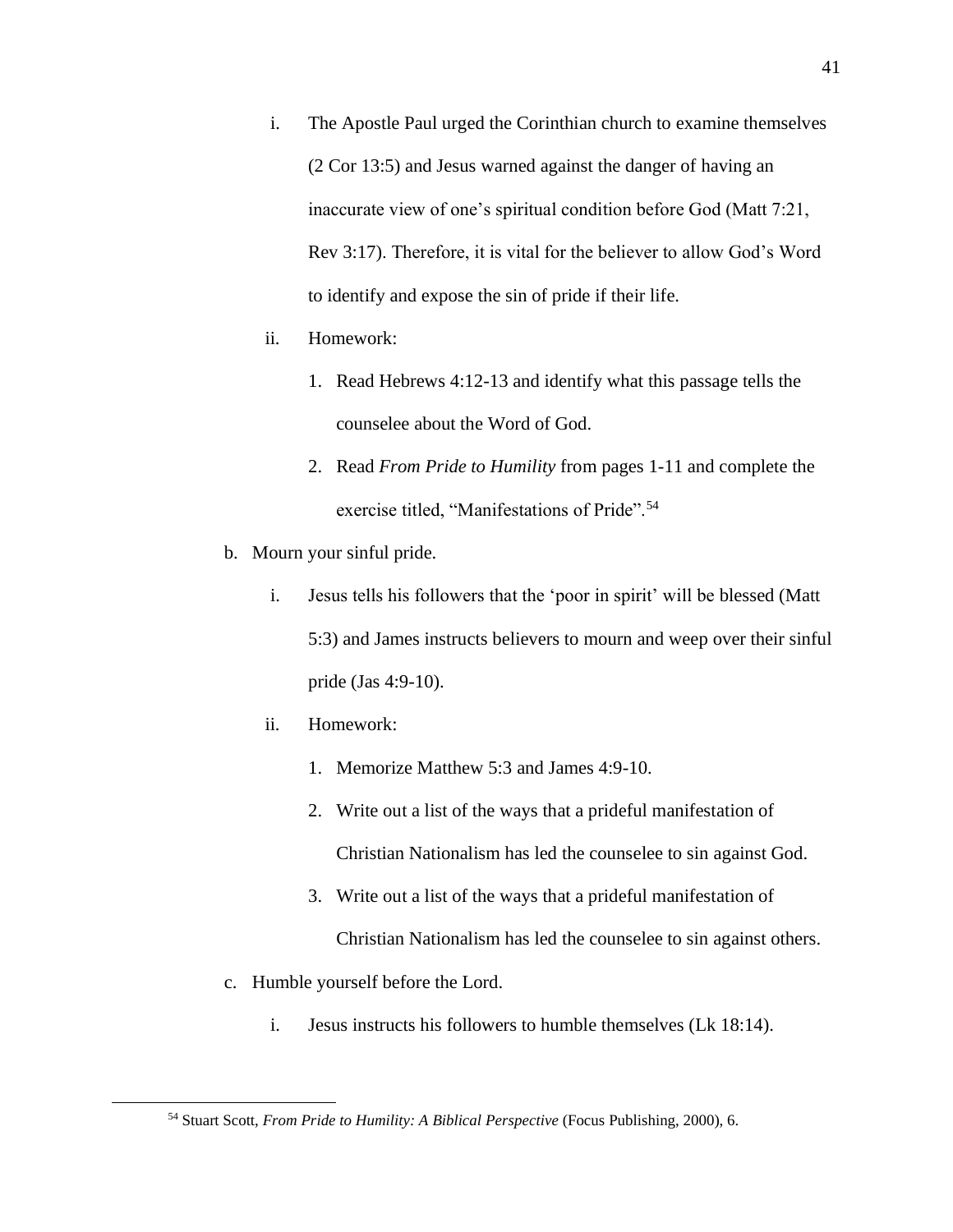i. The Apostle Paul urged the Corinthian church to examine themselves (2 Cor 13:5) and Jesus warned against the danger of having an inaccurate view of one's spiritual condition before God (Matt 7:21, Rev 3:17). Therefore, it is vital for the believer to allow God's Word to identify and expose the sin of pride if their life.

   ii. Homework:

      1. Read Hebrews 4:12-13 and identify what this passage tells the counselee about the Word of God.

      2. Read *From Pride to Humility* from pages 1-11 and complete the exercise titled, "Manifestations of Pride".[54]

b. Mourn your sinful pride.

   i. Jesus tells his followers that the 'poor in spirit' will be blessed (Matt 5:3) and James instructs believers to mourn and weep over their sinful pride (Jas 4:9-10).

   ii. Homework:

      1. Memorize Matthew 5:3 and James 4:9-10.

      2. Write out a list of the ways that a prideful manifestation of Christian Nationalism has led the counselee to sin against God.

      3. Write out a list of the ways that a prideful manifestation of Christian Nationalism has led the counselee to sin against others.

c. Humble yourself before the Lord.

   i. Jesus instructs his followers to humble themselves (Lk 18:14).

---

[54] Stuart Scott, *From Pride to Humility: A Biblical Perspective* (Focus Publishing, 2000), 6.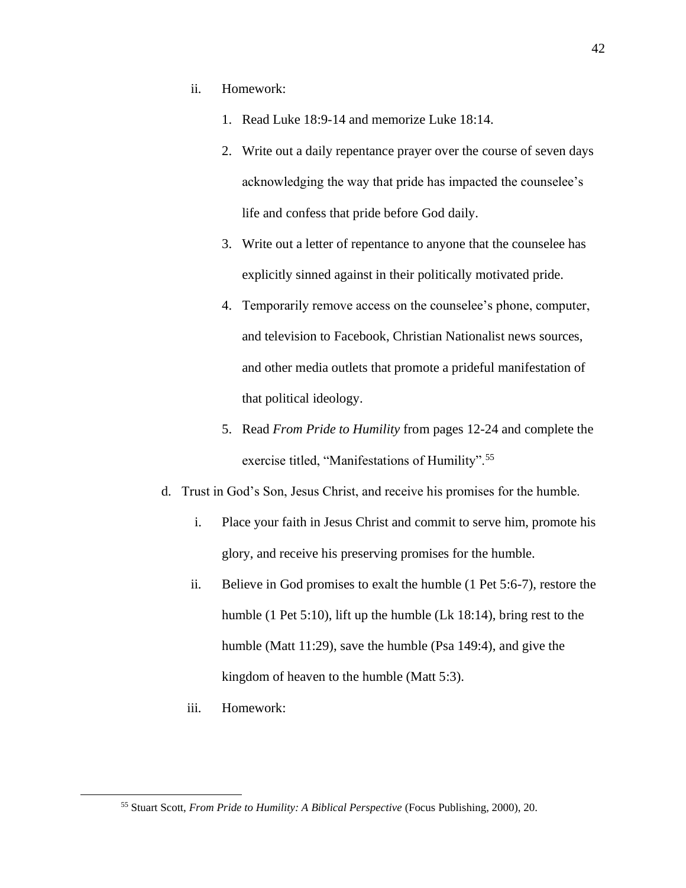ii. Homework:

1. Read Luke 18:9-14 and memorize Luke 18:14.
2. Write out a daily repentance prayer over the course of seven days acknowledging the way that pride has impacted the counselee's life and confess that pride before God daily.
3. Write out a letter of repentance to anyone that the counselee has explicitly sinned against in their politically motivated pride.
4. Temporarily remove access on the counselee's phone, computer, and television to Facebook, Christian Nationalist news sources, and other media outlets that promote a prideful manifestation of that political ideology.
5. Read *From Pride to Humility* from pages 12-24 and complete the exercise titled, "Manifestations of Humility".[55]

d. Trust in God's Son, Jesus Christ, and receive his promises for the humble.

i. Place your faith in Jesus Christ and commit to serve him, promote his glory, and receive his preserving promises for the humble.

ii. Believe in God promises to exalt the humble (1 Pet 5:6-7), restore the humble (1 Pet 5:10), lift up the humble (Lk 18:14), bring rest to the humble (Matt 11:29), save the humble (Psa 149:4), and give the kingdom of heaven to the humble (Matt 5:3).

iii. Homework:

---

[55] Stuart Scott, *From Pride to Humility: A Biblical Perspective* (Focus Publishing, 2000), 20.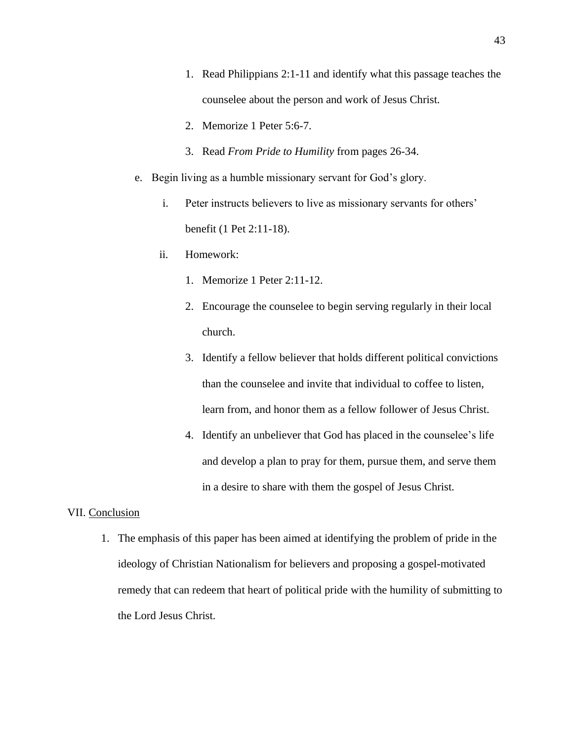1. Read Philippians 2:1-11 and identify what this passage teaches the counselee about the person and work of Jesus Christ.
2. Memorize 1 Peter 5:6-7.
3. Read *From Pride to Humility* from pages 26-34.

e. Begin living as a humble missionary servant for God's glory.

   i. Peter instructs believers to live as missionary servants for others' benefit (1 Pet 2:11-18).

   ii. Homework:

      1. Memorize 1 Peter 2:11-12.
      2. Encourage the counselee to begin serving regularly in their local church.
      3. Identify a fellow believer that holds different political convictions than the counselee and invite that individual to coffee to listen, learn from, and honor them as a fellow follower of Jesus Christ.
      4. Identify an unbeliever that God has placed in the counselee's life and develop a plan to pray for them, pursue them, and serve them in a desire to share with them the gospel of Jesus Christ.

## VII. Conclusion

1. The emphasis of this paper has been aimed at identifying the problem of pride in the ideology of Christian Nationalism for believers and proposing a gospel-motivated remedy that can redeem that heart of political pride with the humility of submitting to the Lord Jesus Christ.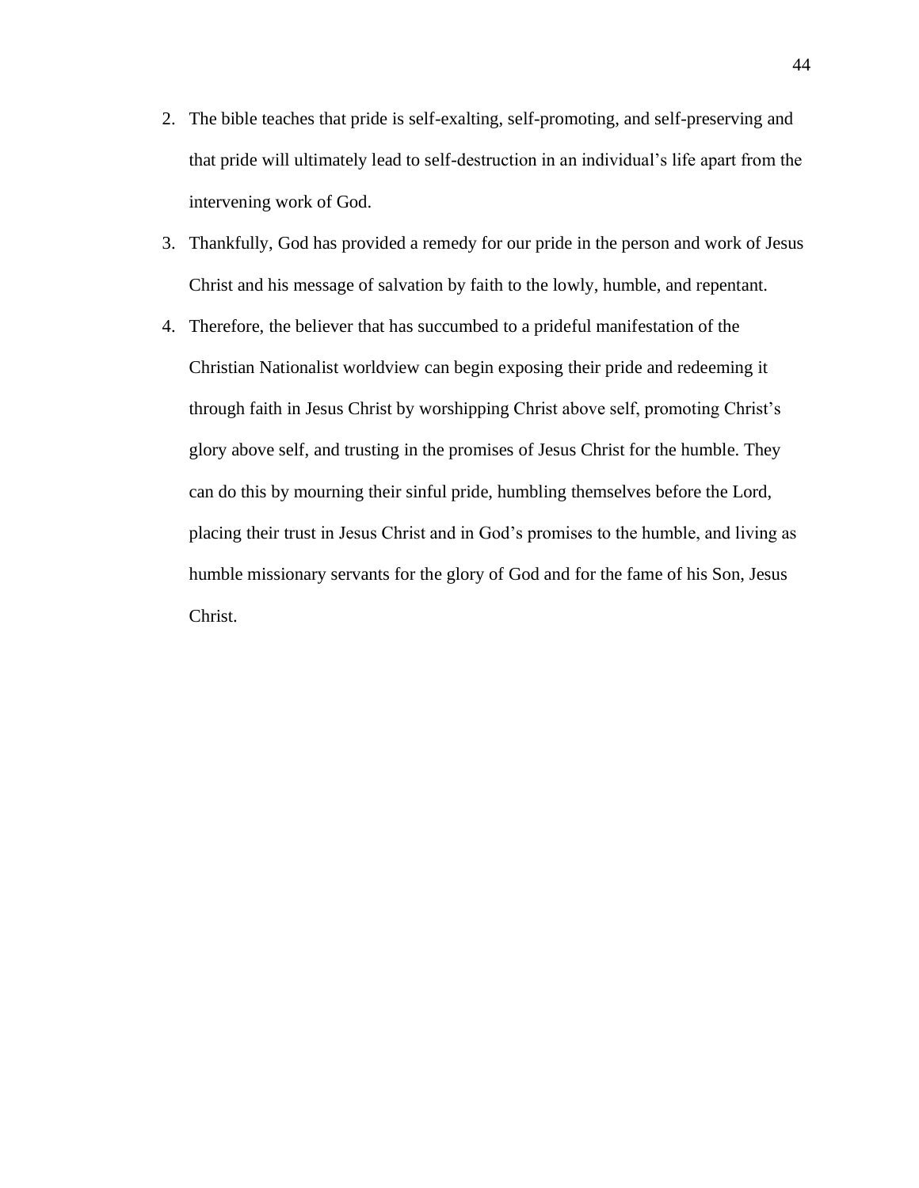2. The bible teaches that pride is self-exalting, self-promoting, and self-preserving and that pride will ultimately lead to self-destruction in an individual's life apart from the intervening work of God.
3. Thankfully, God has provided a remedy for our pride in the person and work of Jesus Christ and his message of salvation by faith to the lowly, humble, and repentant.
4. Therefore, the believer that has succumbed to a prideful manifestation of the Christian Nationalist worldview can begin exposing their pride and redeeming it through faith in Jesus Christ by worshipping Christ above self, promoting Christ's glory above self, and trusting in the promises of Jesus Christ for the humble. They can do this by mourning their sinful pride, humbling themselves before the Lord, placing their trust in Jesus Christ and in God's promises to the humble, and living as humble missionary servants for the glory of God and for the fame of his Son, Jesus Christ.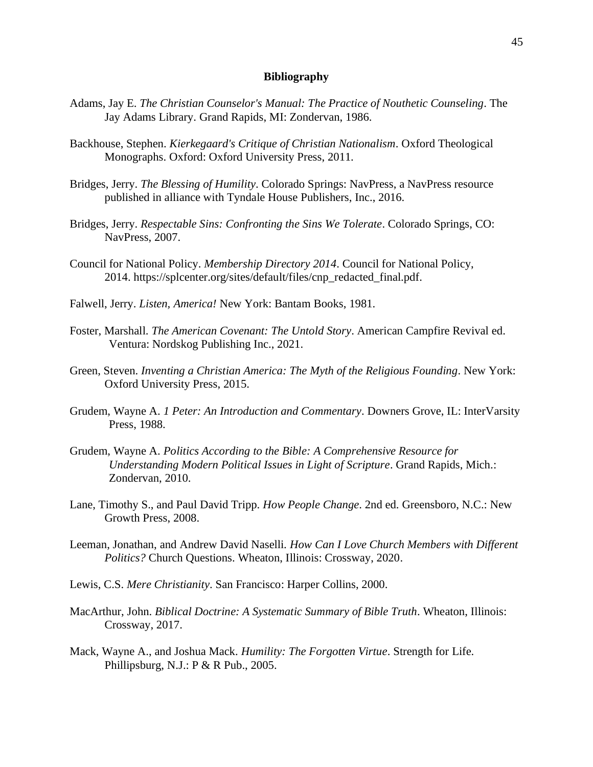# Bibliography

Adams, Jay E. *The Christian Counselor's Manual: The Practice of Nouthetic Counseling*. The Jay Adams Library. Grand Rapids, MI: Zondervan, 1986.

Backhouse, Stephen. *Kierkegaard's Critique of Christian Nationalism*. Oxford Theological Monographs. Oxford: Oxford University Press, 2011.

Bridges, Jerry. *The Blessing of Humility*. Colorado Springs: NavPress, a NavPress resource published in alliance with Tyndale House Publishers, Inc., 2016.

Bridges, Jerry. *Respectable Sins: Confronting the Sins We Tolerate*. Colorado Springs, CO: NavPress, 2007.

Council for National Policy. *Membership Directory 2014*. Council for National Policy, 2014. https://splcenter.org/sites/default/files/cnp_redacted_final.pdf.

Falwell, Jerry. *Listen, America!* New York: Bantam Books, 1981.

Foster, Marshall. *The American Covenant: The Untold Story*. American Campfire Revival ed. Ventura: Nordskog Publishing Inc., 2021.

Green, Steven. *Inventing a Christian America: The Myth of the Religious Founding*. New York: Oxford University Press, 2015.

Grudem, Wayne A. *1 Peter: An Introduction and Commentary*. Downers Grove, IL: InterVarsity Press, 1988.

Grudem, Wayne A. *Politics According to the Bible: A Comprehensive Resource for Understanding Modern Political Issues in Light of Scripture*. Grand Rapids, Mich.: Zondervan, 2010.

Lane, Timothy S., and Paul David Tripp. *How People Change*. 2nd ed. Greensboro, N.C.: New Growth Press, 2008.

Leeman, Jonathan, and Andrew David Naselli. *How Can I Love Church Members with Different Politics?* Church Questions. Wheaton, Illinois: Crossway, 2020.

Lewis, C.S. *Mere Christianity*. San Francisco: Harper Collins, 2000.

MacArthur, John. *Biblical Doctrine: A Systematic Summary of Bible Truth*. Wheaton, Illinois: Crossway, 2017.

Mack, Wayne A., and Joshua Mack. *Humility: The Forgotten Virtue*. Strength for Life. Phillipsburg, N.J.: P & R Pub., 2005.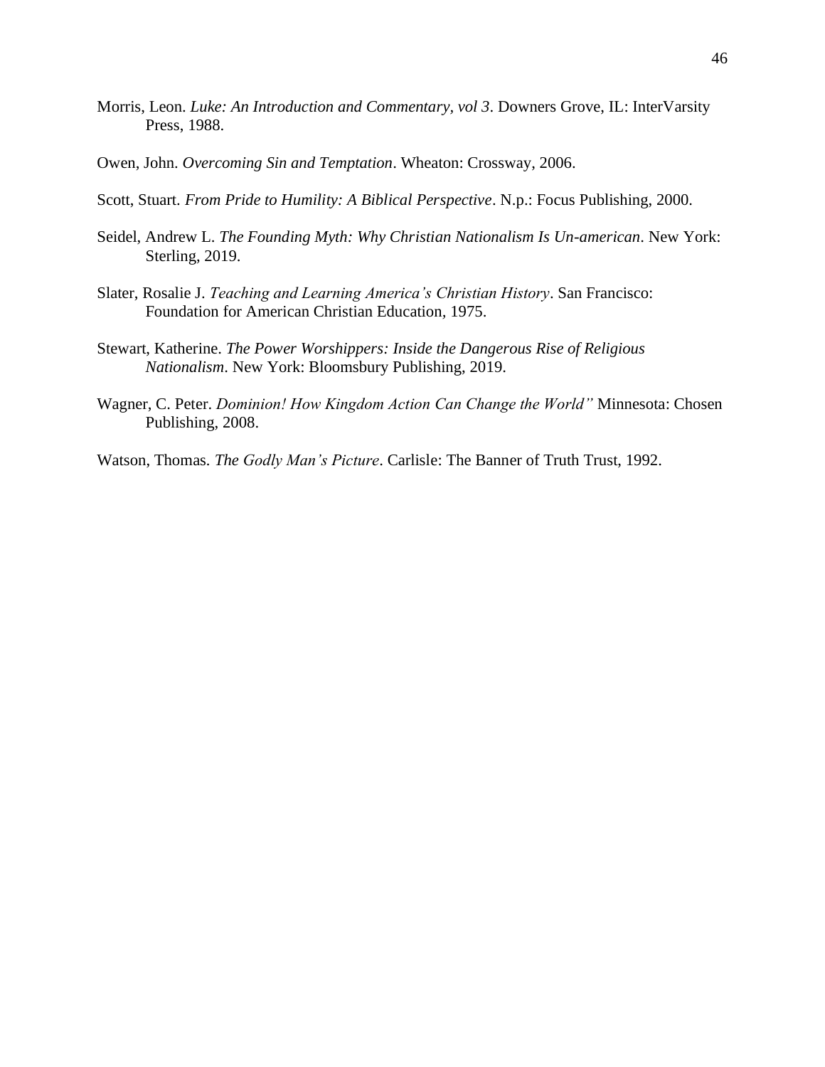Morris, Leon. *Luke: An Introduction and Commentary, vol 3*. Downers Grove, IL: InterVarsity Press, 1988.

Owen, John. *Overcoming Sin and Temptation*. Wheaton: Crossway, 2006.

Scott, Stuart. *From Pride to Humility: A Biblical Perspective*. N.p.: Focus Publishing, 2000.

Seidel, Andrew L. *The Founding Myth: Why Christian Nationalism Is Un-american*. New York: Sterling, 2019.

Slater, Rosalie J. *Teaching and Learning America's Christian History*. San Francisco: Foundation for American Christian Education, 1975.

Stewart, Katherine. *The Power Worshippers: Inside the Dangerous Rise of Religious Nationalism*. New York: Bloomsbury Publishing, 2019.

Wagner, C. Peter. *Dominion! How Kingdom Action Can Change the World"* Minnesota: Chosen Publishing, 2008.

Watson, Thomas. *The Godly Man's Picture*. Carlisle: The Banner of Truth Trust, 1992.